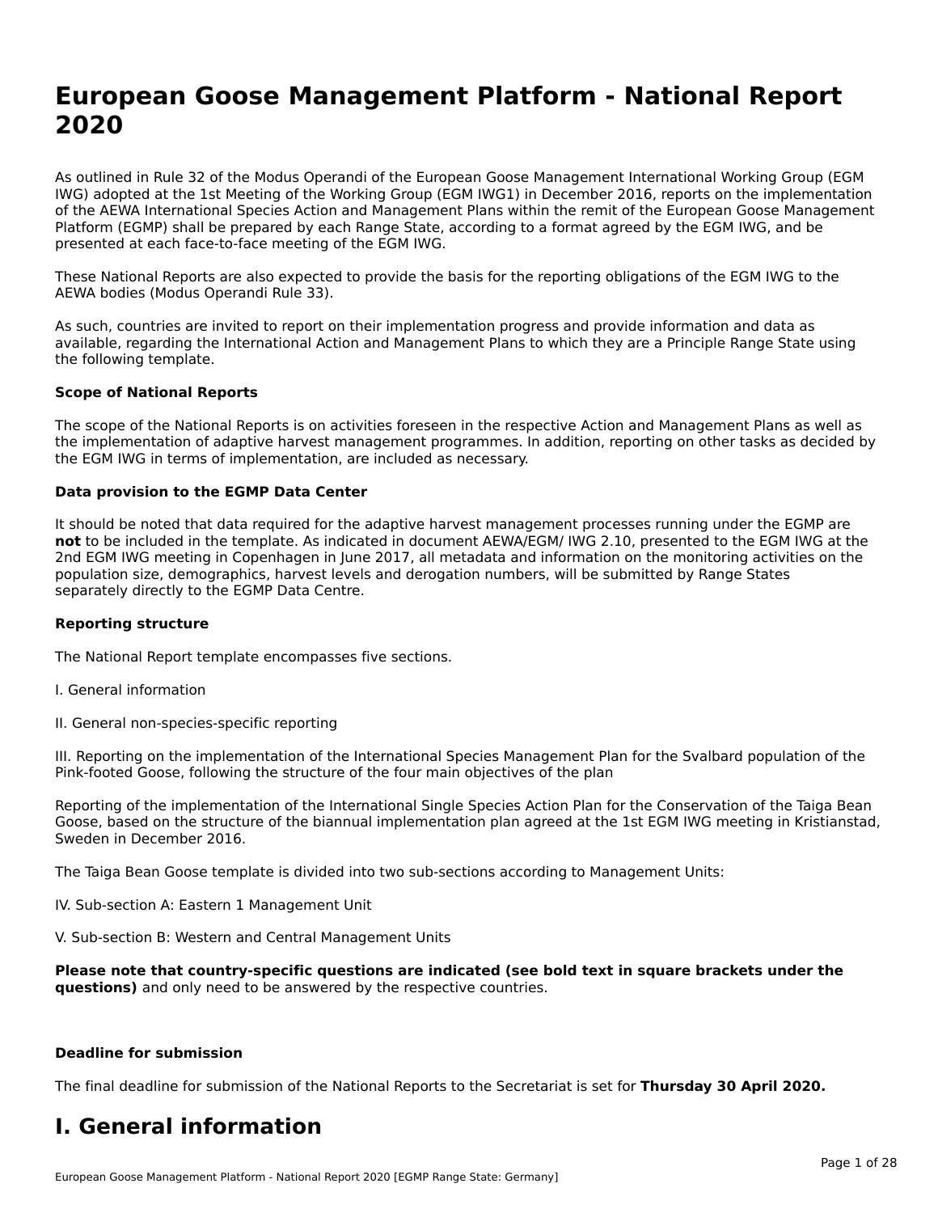# European Goose Management Platform - National Report 2020

As outlined in Rule 32 of the Modus Operandi of the European Goose Management International Working Group (EGM IWG) adopted at the 1st Meeting of the Working Group (EGM IWG1) in December 2016, reports on the implementation of the AEWA International Species Action and Management Plans within the remit of the European Goose Management Platform (EGMP) shall be prepared by each Range State, according to a format agreed by the EGM IWG, and be presented at each face-to-face meeting of the EGM IWG.

These National Reports are also expected to provide the basis for the reporting obligations of the EGM IWG to the AEWA bodies (Modus Operandi Rule 33).

As such, countries are invited to report on their implementation progress and provide information and data as available, regarding the International Action and Management Plans to which they are a Principle Range State using the following template.

**Scope of National Reports**

The scope of the National Reports is on activities foreseen in the respective Action and Management Plans as well as the implementation of adaptive harvest management programmes. In addition, reporting on other tasks as decided by the EGM IWG in terms of implementation, are included as necessary.

**Data provision to the EGMP Data Center**

It should be noted that data required for the adaptive harvest management processes running under the EGMP are **not** to be included in the template. As indicated in document AEWA/EGM/ IWG 2.10, presented to the EGM IWG at the 2nd EGM IWG meeting in Copenhagen in June 2017, all metadata and information on the monitoring activities on the population size, demographics, harvest levels and derogation numbers, will be submitted by Range States separately directly to the EGMP Data Centre.

**Reporting structure**

The National Report template encompasses five sections.

I. General information

II. General non-species-specific reporting

III. Reporting on the implementation of the International Species Management Plan for the Svalbard population of the Pink-footed Goose, following the structure of the four main objectives of the plan

Reporting of the implementation of the International Single Species Action Plan for the Conservation of the Taiga Bean Goose, based on the structure of the biannual implementation plan agreed at the 1st EGM IWG meeting in Kristianstad, Sweden in December 2016.

The Taiga Bean Goose template is divided into two sub-sections according to Management Units:

IV. Sub-section A: Eastern 1 Management Unit

V. Sub-section B: Western and Central Management Units

**Please note that country-specific questions are indicated (see bold text in square brackets under the questions)** and only need to be answered by the respective countries.

**Deadline for submission**

The final deadline for submission of the National Reports to the Secretariat is set for **Thursday 30 April 2020.**

# I. General information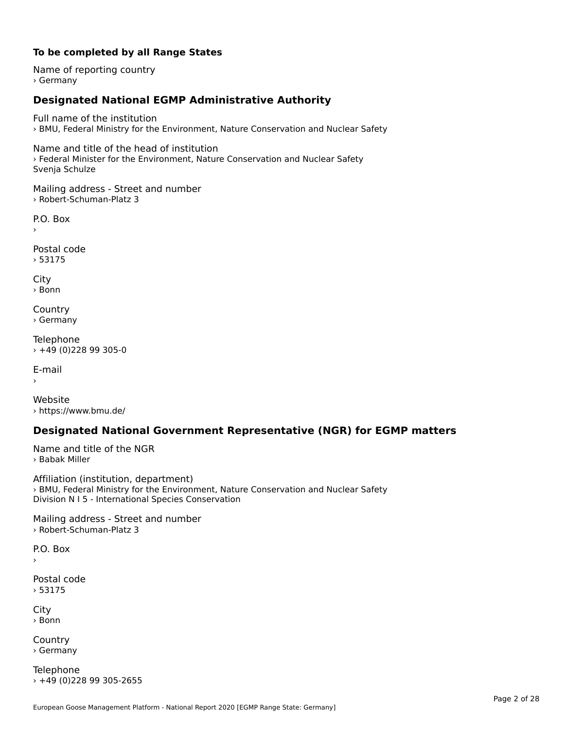**To be completed by all Range States**

Name of reporting country
› Germany

## Designated National EGMP Administrative Authority

Full name of the institution
› BMU, Federal Ministry for the Environment, Nature Conservation and Nuclear Safety

Name and title of the head of institution
› Federal Minister for the Environment, Nature Conservation and Nuclear Safety
Svenja Schulze

Mailing address - Street and number
› Robert-Schuman-Platz 3

P.O. Box
›

Postal code
› 53175

City
› Bonn

Country
› Germany

Telephone
› +49 (0)228 99 305-0

E-mail
›

Website
› https://www.bmu.de/

## Designated National Government Representative (NGR) for EGMP matters

Name and title of the NGR
› Babak Miller

Affiliation (institution, department)
› BMU, Federal Ministry for the Environment, Nature Conservation and Nuclear Safety
Division N I 5 - International Species Conservation

Mailing address - Street and number
› Robert-Schuman-Platz 3

P.O. Box
›

Postal code
› 53175

City
› Bonn

Country
› Germany

Telephone
› +49 (0)228 99 305-2655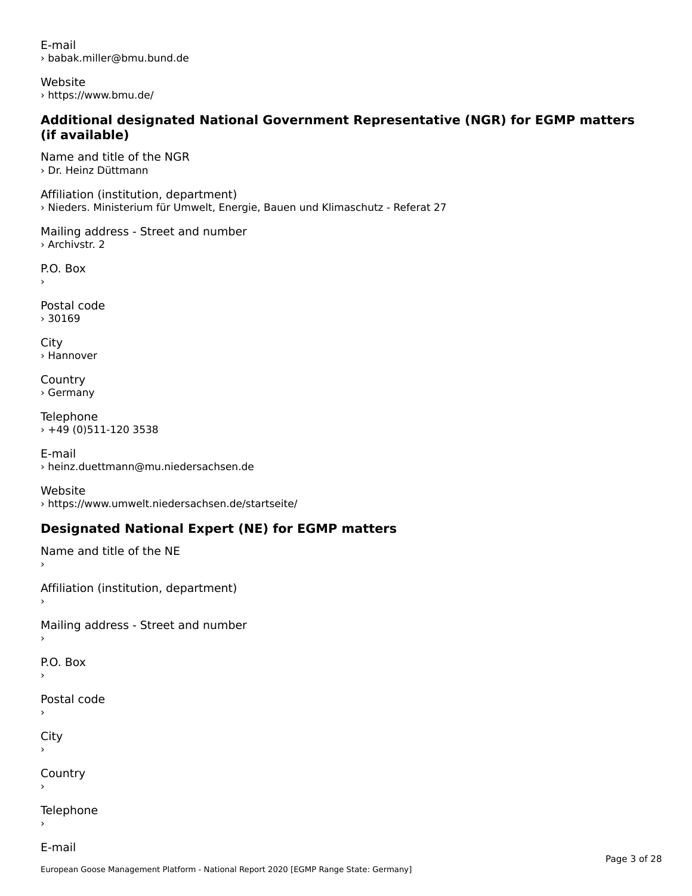E-mail
› babak.miller@bmu.bund.de

Website
› https://www.bmu.de/

### Additional designated National Government Representative (NGR) for EGMP matters (if available)

Name and title of the NGR
› Dr. Heinz Düttmann

Affiliation (institution, department)
› Nieders. Ministerium für Umwelt, Energie, Bauen und Klimaschutz - Referat 27

Mailing address - Street and number
› Archivstr. 2

P.O. Box
›

Postal code
› 30169

City
› Hannover

Country
› Germany

Telephone
› +49 (0)511-120 3538

E-mail
› heinz.duettmann@mu.niedersachsen.de

Website
› https://www.umwelt.niedersachsen.de/startseite/

### Designated National Expert (NE) for EGMP matters

Name and title of the NE
›

Affiliation (institution, department)
›

Mailing address - Street and number
›

P.O. Box
›

Postal code
›

City
›

Country
›

Telephone
›

E-mail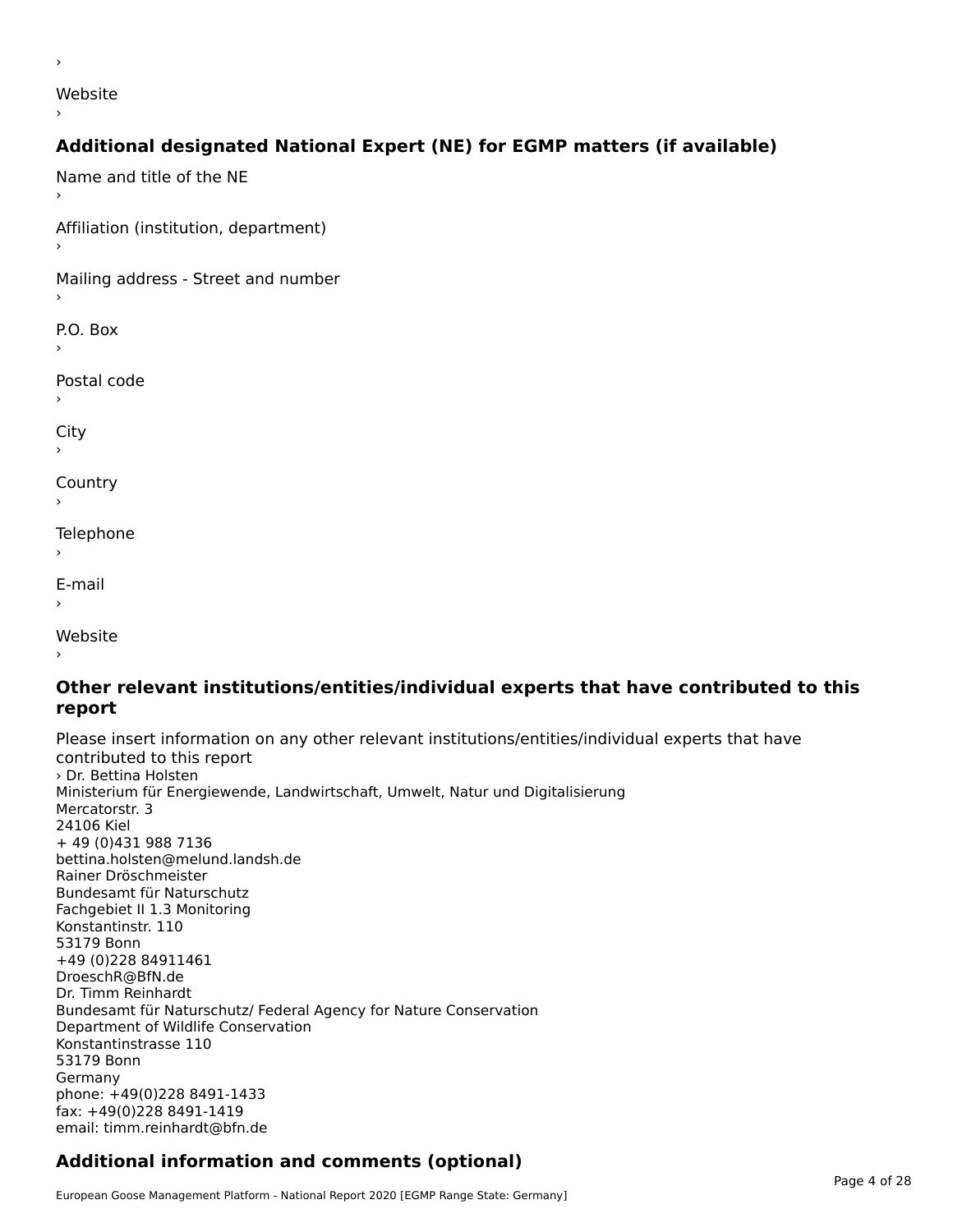›

Website

›

## Additional designated National Expert (NE) for EGMP matters (if available)

Name and title of the NE

›

Affiliation (institution, department)

›

Mailing address - Street and number

›

P.O. Box

›

Postal code

›

City

›

Country

›

Telephone

›

E-mail

›

Website

›

## Other relevant institutions/entities/individual experts that have contributed to this report

Please insert information on any other relevant institutions/entities/individual experts that have contributed to this report

› Dr. Bettina Holsten
Ministerium für Energiewende, Landwirtschaft, Umwelt, Natur und Digitalisierung
Mercatorstr. 3
24106 Kiel
+ 49 (0)431 988 7136
bettina.holsten@melund.landsh.de
Rainer Dröschmeister
Bundesamt für Naturschutz
Fachgebiet II 1.3 Monitoring
Konstantinstr. 110
53179 Bonn
+49 (0)228 84911461
DroeschR@BfN.de
Dr. Timm Reinhardt
Bundesamt für Naturschutz/ Federal Agency for Nature Conservation
Department of Wildlife Conservation
Konstantinstrasse 110
53179 Bonn
Germany
phone: +49(0)228 8491-1433
fax: +49(0)228 8491-1419
email: timm.reinhardt@bfn.de

## Additional information and comments (optional)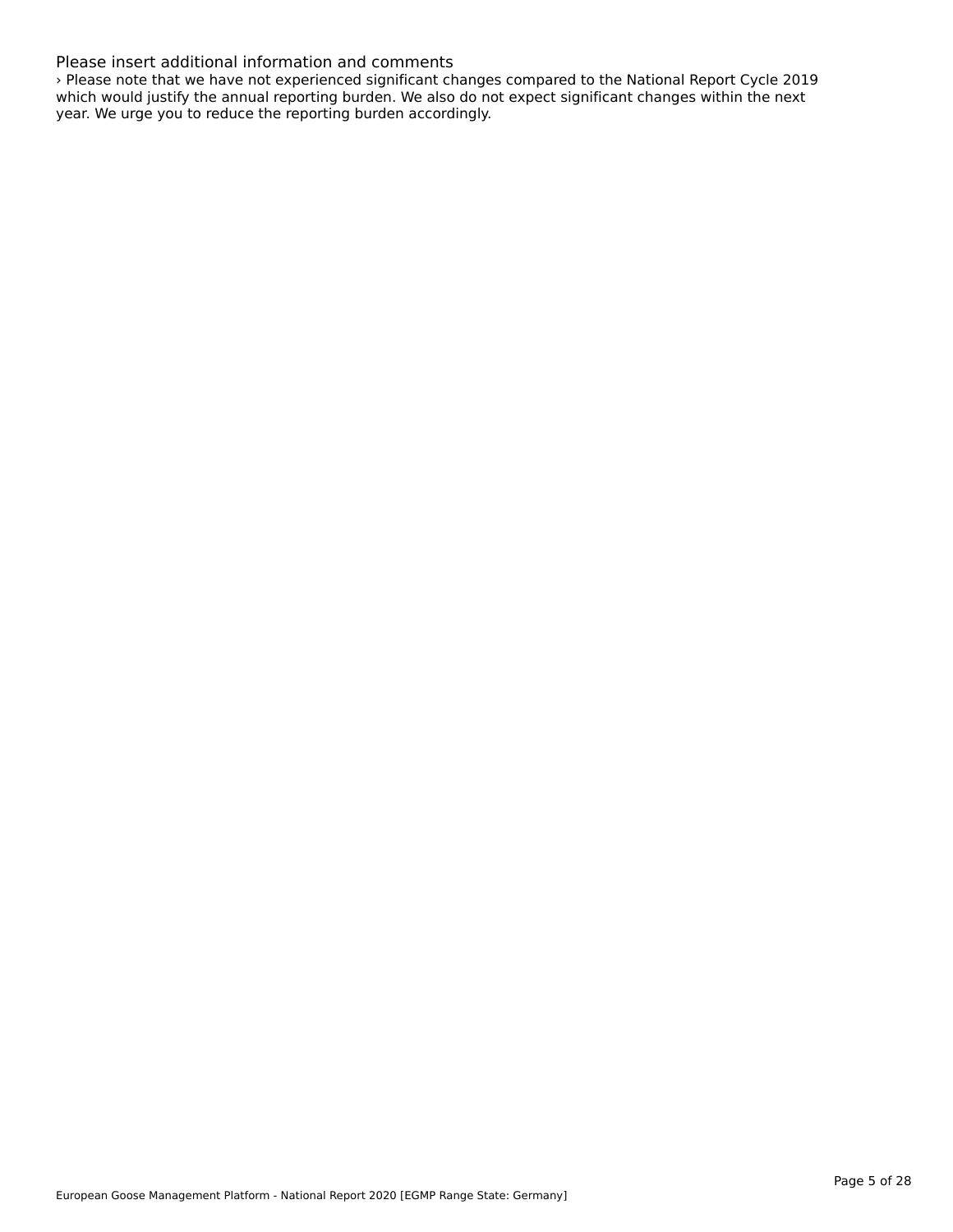Please insert additional information and comments

› Please note that we have not experienced significant changes compared to the National Report Cycle 2019 which would justify the annual reporting burden. We also do not expect significant changes within the next year. We urge you to reduce the reporting burden accordingly.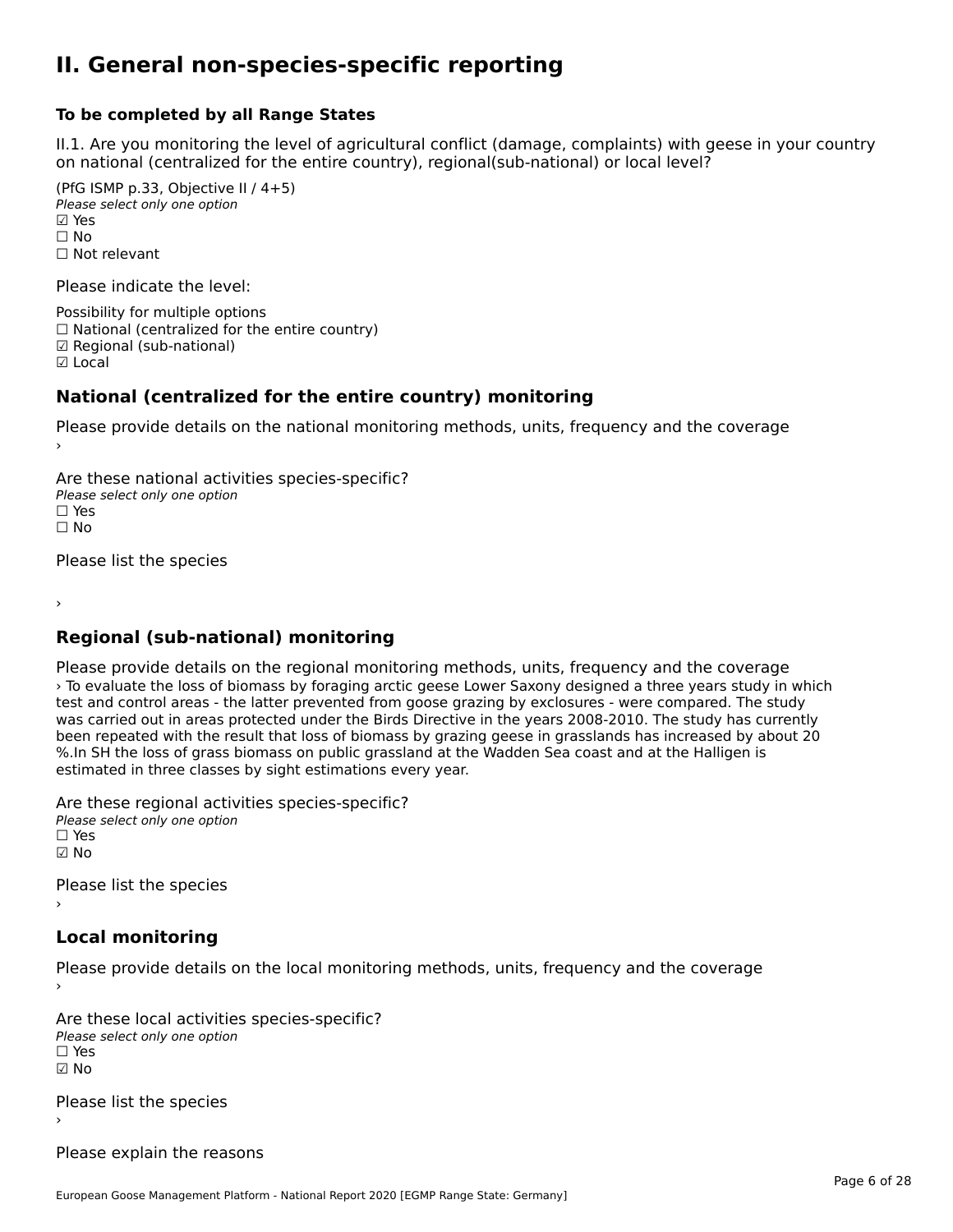# II. General non-species-specific reporting

**To be completed by all Range States**

II.1. Are you monitoring the level of agricultural conflict (damage, complaints) with geese in your country on national (centralized for the entire country), regional(sub-national) or local level?

(PfG ISMP p.33, Objective II / 4+5)
*Please select only one option*
☑ Yes
☐ No
☐ Not relevant

Please indicate the level:

Possibility for multiple options
☐ National (centralized for the entire country)
☑ Regional (sub-national)
☑ Local

## National (centralized for the entire country) monitoring

Please provide details on the national monitoring methods, units, frequency and the coverage
›

Are these national activities species-specific?
*Please select only one option*
☐ Yes
☐ No

Please list the species

›

## Regional (sub-national) monitoring

Please provide details on the regional monitoring methods, units, frequency and the coverage
› To evaluate the loss of biomass by foraging arctic geese Lower Saxony designed a three years study in which test and control areas - the latter prevented from goose grazing by exclosures - were compared. The study was carried out in areas protected under the Birds Directive in the years 2008-2010. The study has currently been repeated with the result that loss of biomass by grazing geese in grasslands has increased by about 20 %.In SH the loss of grass biomass on public grassland at the Wadden Sea coast and at the Halligen is estimated in three classes by sight estimations every year.

Are these regional activities species-specific?
*Please select only one option*
☐ Yes
☑ No

Please list the species
›

## Local monitoring

Please provide details on the local monitoring methods, units, frequency and the coverage
›

Are these local activities species-specific?
*Please select only one option*
☐ Yes
☑ No

Please list the species
›

Please explain the reasons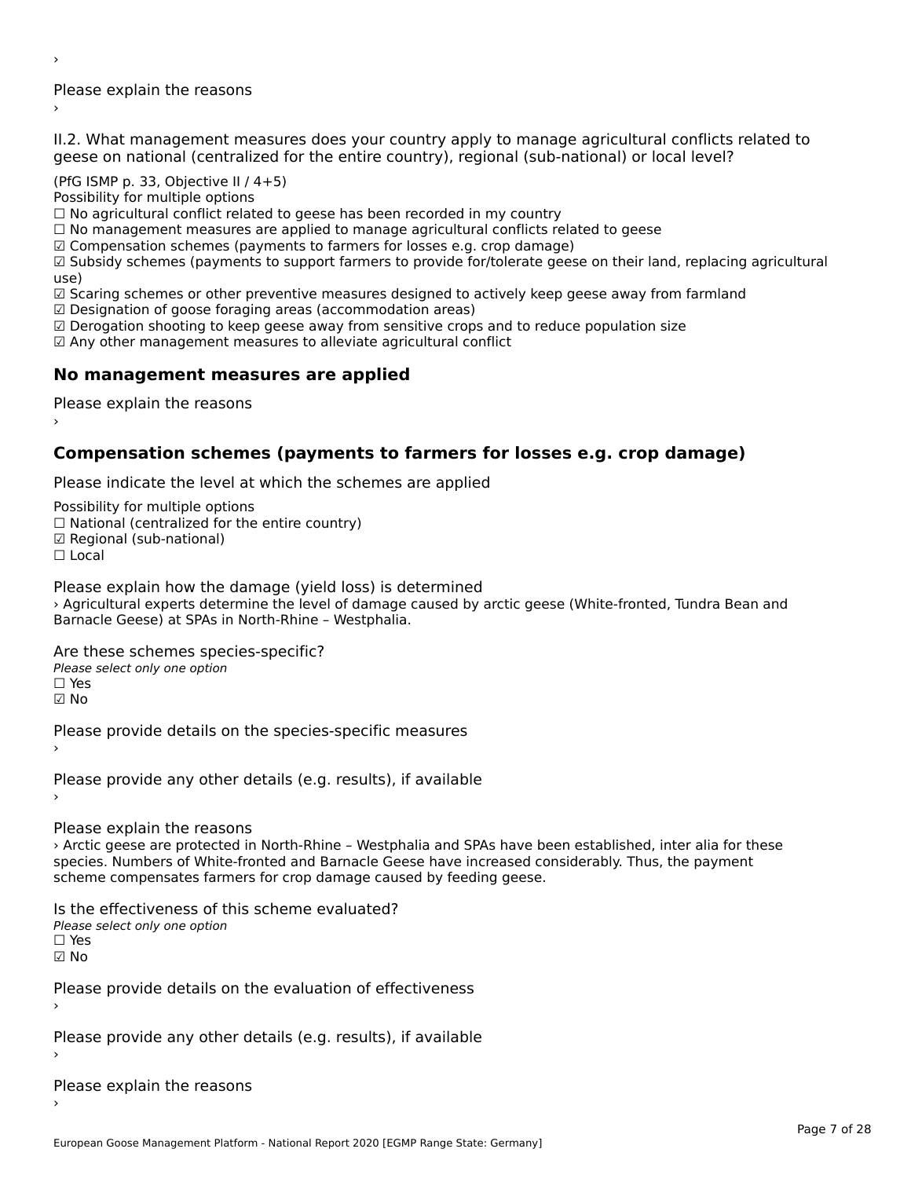›

Please explain the reasons

›

II.2. What management measures does your country apply to manage agricultural conflicts related to geese on national (centralized for the entire country), regional (sub-national) or local level?

(PfG ISMP p. 33, Objective II / 4+5)

Possibility for multiple options

☐ No agricultural conflict related to geese has been recorded in my country

☐ No management measures are applied to manage agricultural conflicts related to geese

☑ Compensation schemes (payments to farmers for losses e.g. crop damage)

☑ Subsidy schemes (payments to support farmers to provide for/tolerate geese on their land, replacing agricultural use)

☑ Scaring schemes or other preventive measures designed to actively keep geese away from farmland

☑ Designation of goose foraging areas (accommodation areas)

☑ Derogation shooting to keep geese away from sensitive crops and to reduce population size

☑ Any other management measures to alleviate agricultural conflict

## No management measures are applied

Please explain the reasons

›

## Compensation schemes (payments to farmers for losses e.g. crop damage)

Please indicate the level at which the schemes are applied

Possibility for multiple options

☐ National (centralized for the entire country)

☑ Regional (sub-national)

☐ Local

Please explain how the damage (yield loss) is determined

› Agricultural experts determine the level of damage caused by arctic geese (White-fronted, Tundra Bean and Barnacle Geese) at SPAs in North-Rhine – Westphalia.

Are these schemes species-specific?

*Please select only one option*

☐ Yes

☑ No

Please provide details on the species-specific measures

›

Please provide any other details (e.g. results), if available

›

Please explain the reasons

› Arctic geese are protected in North-Rhine – Westphalia and SPAs have been established, inter alia for these species. Numbers of White-fronted and Barnacle Geese have increased considerably. Thus, the payment scheme compensates farmers for crop damage caused by feeding geese.

Is the effectiveness of this scheme evaluated?

*Please select only one option*

☐ Yes

☑ No

Please provide details on the evaluation of effectiveness

›

Please provide any other details (e.g. results), if available

›

Please explain the reasons

›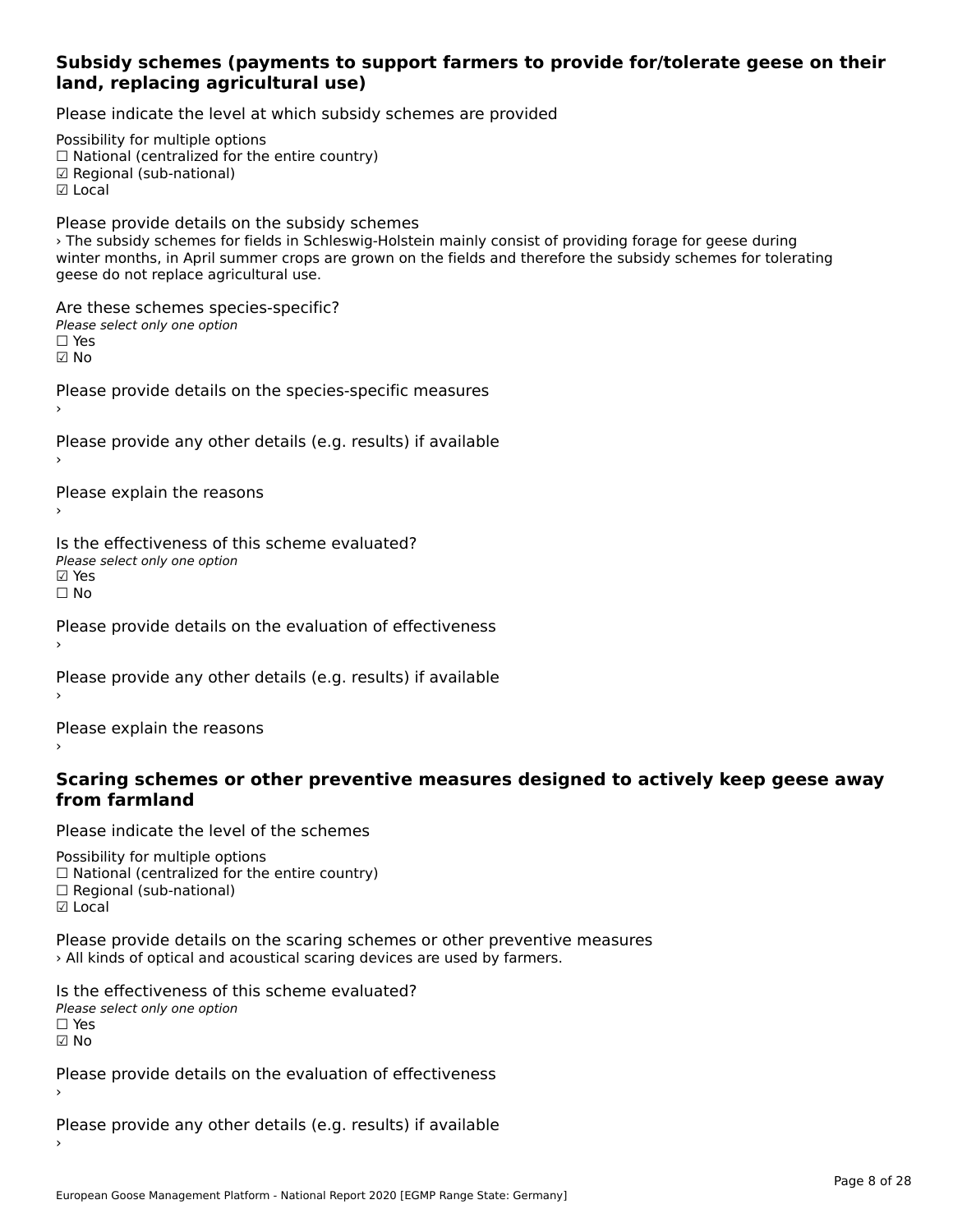### Subsidy schemes (payments to support farmers to provide for/tolerate geese on their land, replacing agricultural use)

Please indicate the level at which subsidy schemes are provided

Possibility for multiple options
☐ National (centralized for the entire country)
☑ Regional (sub-national)
☑ Local

Please provide details on the subsidy schemes
› The subsidy schemes for fields in Schleswig-Holstein mainly consist of providing forage for geese during winter months, in April summer crops are grown on the fields and therefore the subsidy schemes for tolerating geese do not replace agricultural use.

Are these schemes species-specific?
*Please select only one option*
☐ Yes
☑ No

Please provide details on the species-specific measures
›

Please provide any other details (e.g. results) if available
›

Please explain the reasons
›

Is the effectiveness of this scheme evaluated?
*Please select only one option*
☑ Yes
☐ No

Please provide details on the evaluation of effectiveness
›

Please provide any other details (e.g. results) if available
›

Please explain the reasons
›

### Scaring schemes or other preventive measures designed to actively keep geese away from farmland

Please indicate the level of the schemes

Possibility for multiple options
☐ National (centralized for the entire country)
☐ Regional (sub-national)
☑ Local

Please provide details on the scaring schemes or other preventive measures
› All kinds of optical and acoustical scaring devices are used by farmers.

Is the effectiveness of this scheme evaluated?
*Please select only one option*
☐ Yes
☑ No

Please provide details on the evaluation of effectiveness
›

Please provide any other details (e.g. results) if available
›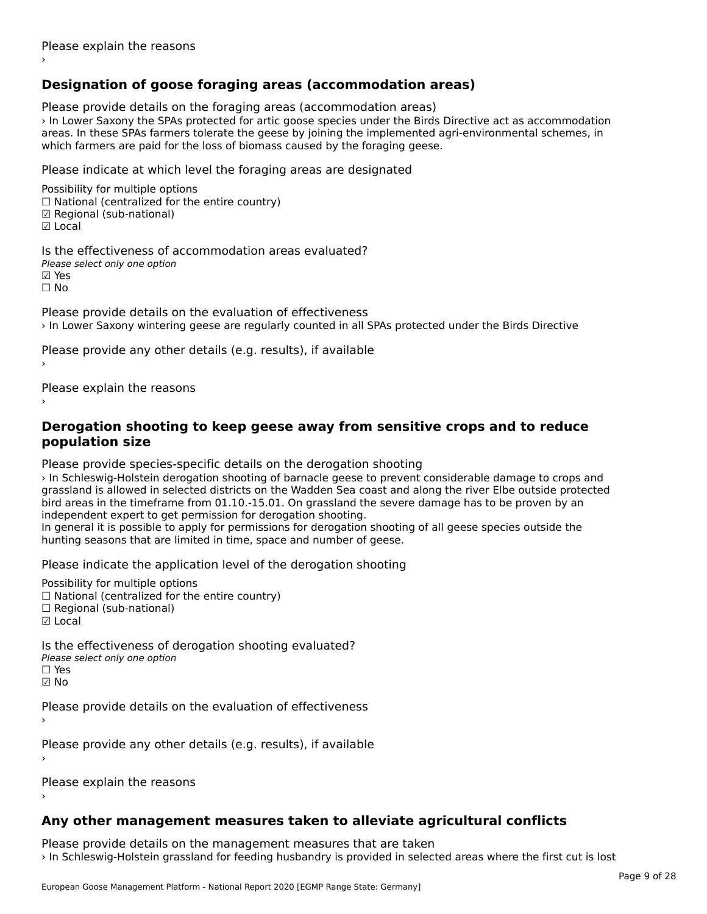Please explain the reasons

›

## Designation of goose foraging areas (accommodation areas)

Please provide details on the foraging areas (accommodation areas)

› In Lower Saxony the SPAs protected for artic goose species under the Birds Directive act as accommodation areas. In these SPAs farmers tolerate the geese by joining the implemented agri-environmental schemes, in which farmers are paid for the loss of biomass caused by the foraging geese.

Please indicate at which level the foraging areas are designated

Possibility for multiple options
☐ National (centralized for the entire country)
☑ Regional (sub-national)
☑ Local

Is the effectiveness of accommodation areas evaluated?
*Please select only one option*
☑ Yes
☐ No

Please provide details on the evaluation of effectiveness

› In Lower Saxony wintering geese are regularly counted in all SPAs protected under the Birds Directive

Please provide any other details (e.g. results), if available

›

Please explain the reasons

›

## Derogation shooting to keep geese away from sensitive crops and to reduce population size

Please provide species-specific details on the derogation shooting

› In Schleswig-Holstein derogation shooting of barnacle geese to prevent considerable damage to crops and grassland is allowed in selected districts on the Wadden Sea coast and along the river Elbe outside protected bird areas in the timeframe from 01.10.-15.01. On grassland the severe damage has to be proven by an independent expert to get permission for derogation shooting.
In general it is possible to apply for permissions for derogation shooting of all geese species outside the hunting seasons that are limited in time, space and number of geese.

Please indicate the application level of the derogation shooting

Possibility for multiple options
☐ National (centralized for the entire country)
☐ Regional (sub-national)
☑ Local

Is the effectiveness of derogation shooting evaluated?
*Please select only one option*
☐ Yes
☑ No

Please provide details on the evaluation of effectiveness

›

Please provide any other details (e.g. results), if available

›

Please explain the reasons

›

## Any other management measures taken to alleviate agricultural conflicts

Please provide details on the management measures that are taken

› In Schleswig-Holstein grassland for feeding husbandry is provided in selected areas where the first cut is lost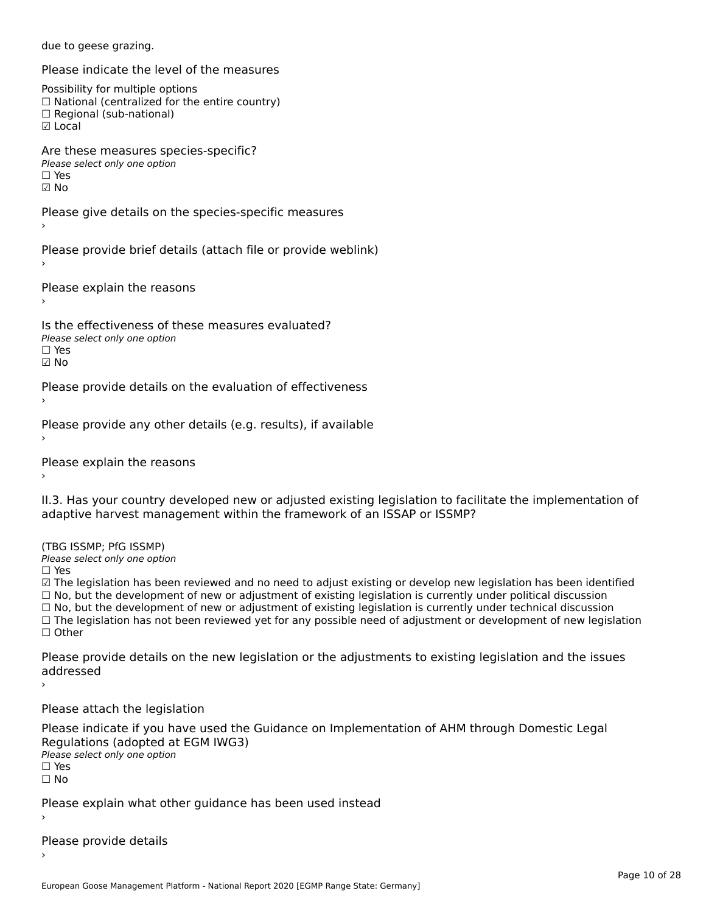due to geese grazing.

Please indicate the level of the measures

Possibility for multiple options
☐ National (centralized for the entire country)
☐ Regional (sub-national)
☑ Local

Are these measures species-specific?
*Please select only one option*
☐ Yes
☑ No

Please give details on the species-specific measures
›

Please provide brief details (attach file or provide weblink)
›

Please explain the reasons
›

Is the effectiveness of these measures evaluated?
*Please select only one option*
☐ Yes
☑ No

Please provide details on the evaluation of effectiveness
›

Please provide any other details (e.g. results), if available
›

Please explain the reasons
›

II.3. Has your country developed new or adjusted existing legislation to facilitate the implementation of adaptive harvest management within the framework of an ISSAP or ISSMP?

(TBG ISSMP; PfG ISSMP)
*Please select only one option*
☐ Yes
☑ The legislation has been reviewed and no need to adjust existing or develop new legislation has been identified
☐ No, but the development of new or adjustment of existing legislation is currently under political discussion
☐ No, but the development of new or adjustment of existing legislation is currently under technical discussion
☐ The legislation has not been reviewed yet for any possible need of adjustment or development of new legislation
☐ Other

Please provide details on the new legislation or the adjustments to existing legislation and the issues addressed
›

Please attach the legislation

Please indicate if you have used the Guidance on Implementation of AHM through Domestic Legal Regulations (adopted at EGM IWG3)
*Please select only one option*
☐ Yes
☐ No

Please explain what other guidance has been used instead
›

Please provide details
›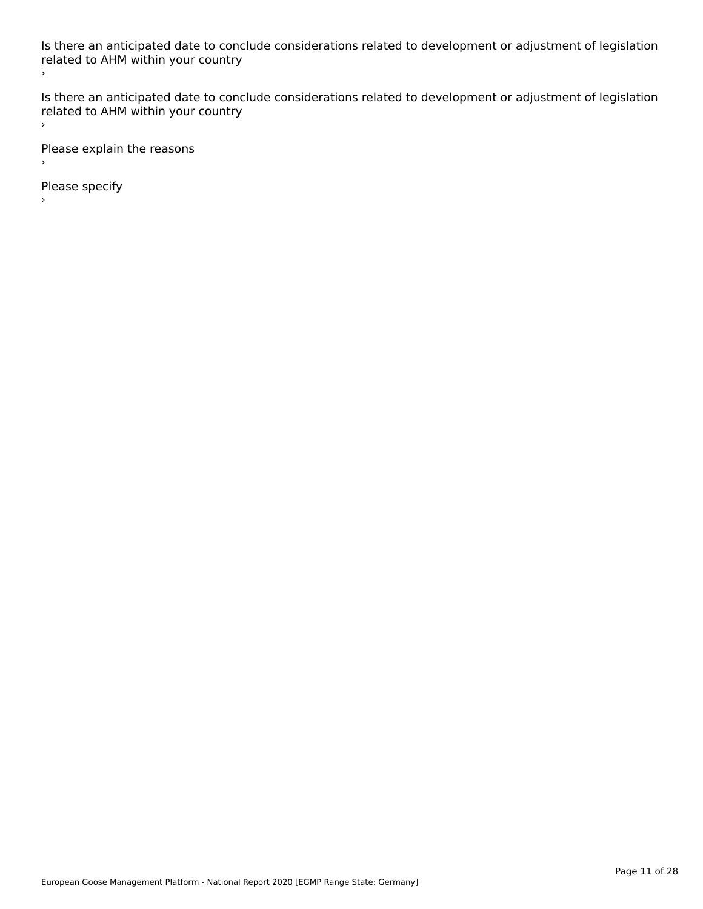Is there an anticipated date to conclude considerations related to development or adjustment of legislation related to AHM within your country
›

Is there an anticipated date to conclude considerations related to development or adjustment of legislation related to AHM within your country
›

Please explain the reasons
›

Please specify
›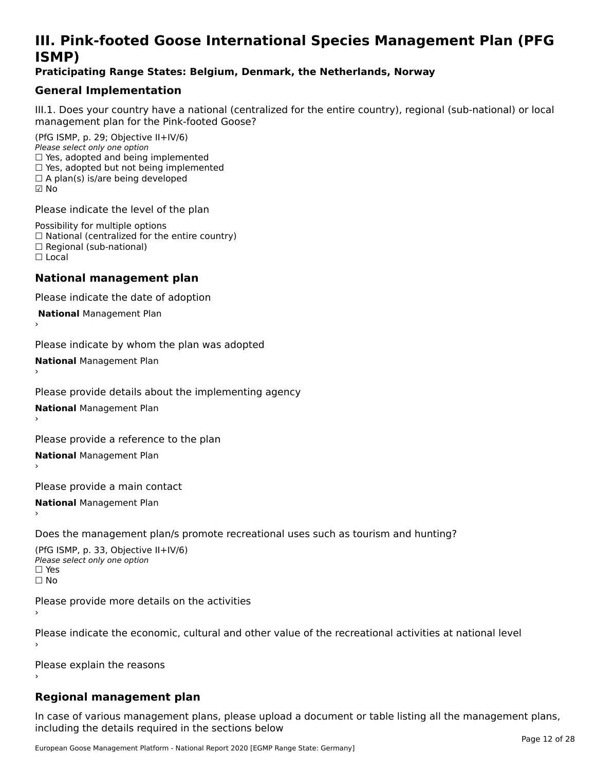# III. Pink-footed Goose International Species Management Plan (PFG ISMP)

**Praticipating Range States: Belgium, Denmark, the Netherlands, Norway**

## General Implementation

III.1. Does your country have a national (centralized for the entire country), regional (sub-national) or local management plan for the Pink-footed Goose?

(PfG ISMP, p. 29; Objective II+IV/6)
*Please select only one option*
☐ Yes, adopted and being implemented
☐ Yes, adopted but not being implemented
☐ A plan(s) is/are being developed
☑ No

Please indicate the level of the plan

Possibility for multiple options
☐ National (centralized for the entire country)
☐ Regional (sub-national)
☐ Local

## National management plan

Please indicate the date of adoption

**National** Management Plan
›

Please indicate by whom the plan was adopted

**National** Management Plan
›

Please provide details about the implementing agency

**National** Management Plan
›

Please provide a reference to the plan

**National** Management Plan
›

Please provide a main contact

**National** Management Plan
›

Does the management plan/s promote recreational uses such as tourism and hunting?

(PfG ISMP, p. 33, Objective II+IV/6)
*Please select only one option*
☐ Yes
☐ No

Please provide more details on the activities
›

Please indicate the economic, cultural and other value of the recreational activities at national level
›

Please explain the reasons
›

## Regional management plan

In case of various management plans, please upload a document or table listing all the management plans, including the details required in the sections below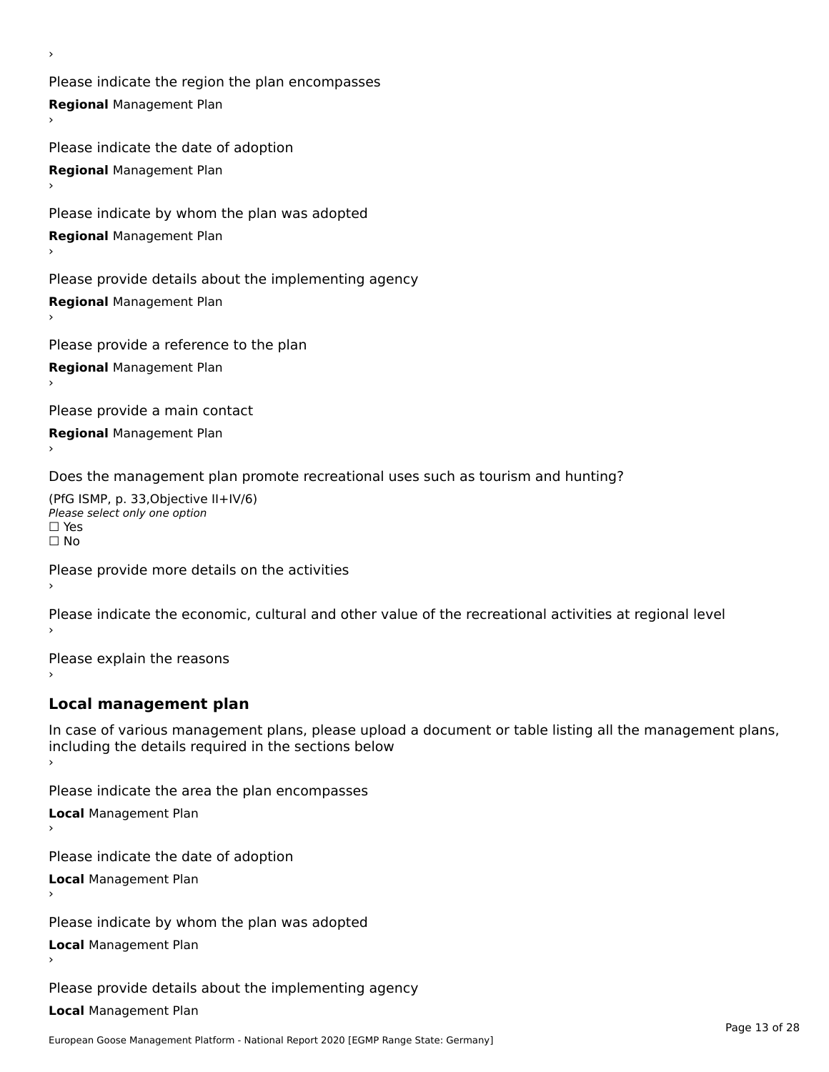›

Please indicate the region the plan encompasses

**Regional** Management Plan

›

Please indicate the date of adoption

**Regional** Management Plan

›

Please indicate by whom the plan was adopted

**Regional** Management Plan

›

Please provide details about the implementing agency

**Regional** Management Plan

›

Please provide a reference to the plan

**Regional** Management Plan

›

Please provide a main contact

**Regional** Management Plan

›

Does the management plan promote recreational uses such as tourism and hunting?

(PfG ISMP, p. 33,Objective II+IV/6)
*Please select only one option*
☐ Yes
☐ No

Please provide more details on the activities

›

Please indicate the economic, cultural and other value of the recreational activities at regional level

›

Please explain the reasons

›

## Local management plan

In case of various management plans, please upload a document or table listing all the management plans, including the details required in the sections below

›

Please indicate the area the plan encompasses

**Local** Management Plan

›

Please indicate the date of adoption

**Local** Management Plan

›

Please indicate by whom the plan was adopted

**Local** Management Plan

›

Please provide details about the implementing agency

**Local** Management Plan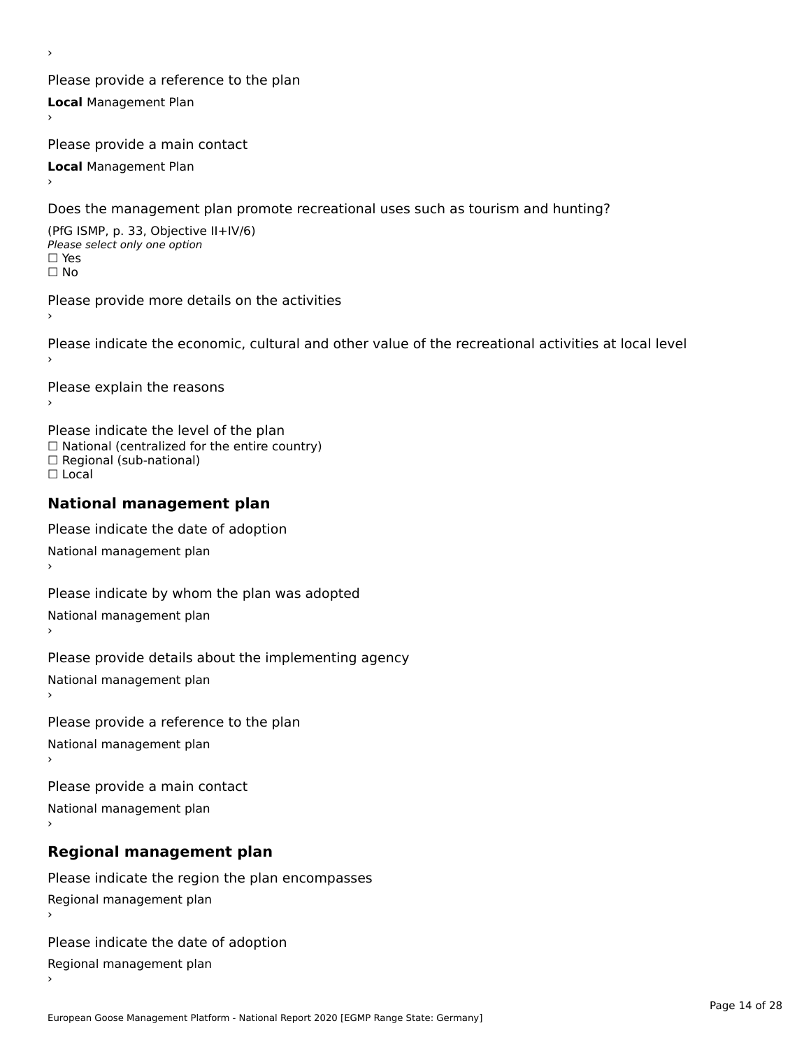›

Please provide a reference to the plan

**Local** Management Plan

›

Please provide a main contact

**Local** Management Plan

›

Does the management plan promote recreational uses such as tourism and hunting?

(PfG ISMP, p. 33, Objective II+IV/6)

*Please select only one option*

☐ Yes

☐ No

Please provide more details on the activities

›

Please indicate the economic, cultural and other value of the recreational activities at local level

›

Please explain the reasons

›

Please indicate the level of the plan

☐ National (centralized for the entire country)

☐ Regional (sub-national)

☐ Local

## National management plan

Please indicate the date of adoption

National management plan

›

Please indicate by whom the plan was adopted

National management plan

›

Please provide details about the implementing agency

National management plan

›

Please provide a reference to the plan

National management plan

›

Please provide a main contact

National management plan

›

## Regional management plan

Please indicate the region the plan encompasses

Regional management plan

›

Please indicate the date of adoption

Regional management plan

›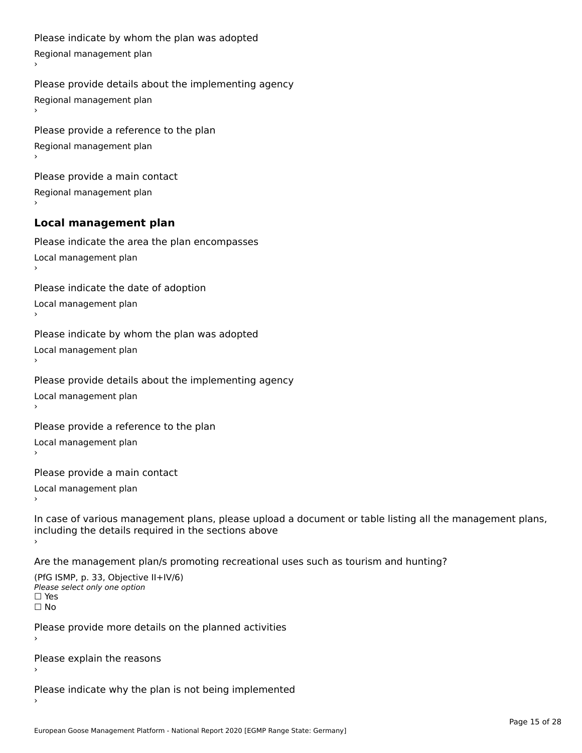Please indicate by whom the plan was adopted

Regional management plan

›

Please provide details about the implementing agency

Regional management plan

›

Please provide a reference to the plan

Regional management plan

›

Please provide a main contact

Regional management plan

›

### Local management plan

Please indicate the area the plan encompasses

Local management plan

›

Please indicate the date of adoption

Local management plan

›

Please indicate by whom the plan was adopted

Local management plan

›

Please provide details about the implementing agency

Local management plan

›

Please provide a reference to the plan

Local management plan

›

Please provide a main contact

Local management plan

›

In case of various management plans, please upload a document or table listing all the management plans, including the details required in the sections above

›

Are the management plan/s promoting recreational uses such as tourism and hunting?

(PfG ISMP, p. 33, Objective II+IV/6)

*Please select only one option*

☐ Yes

☐ No

Please provide more details on the planned activities

›

Please explain the reasons

›

Please indicate why the plan is not being implemented

›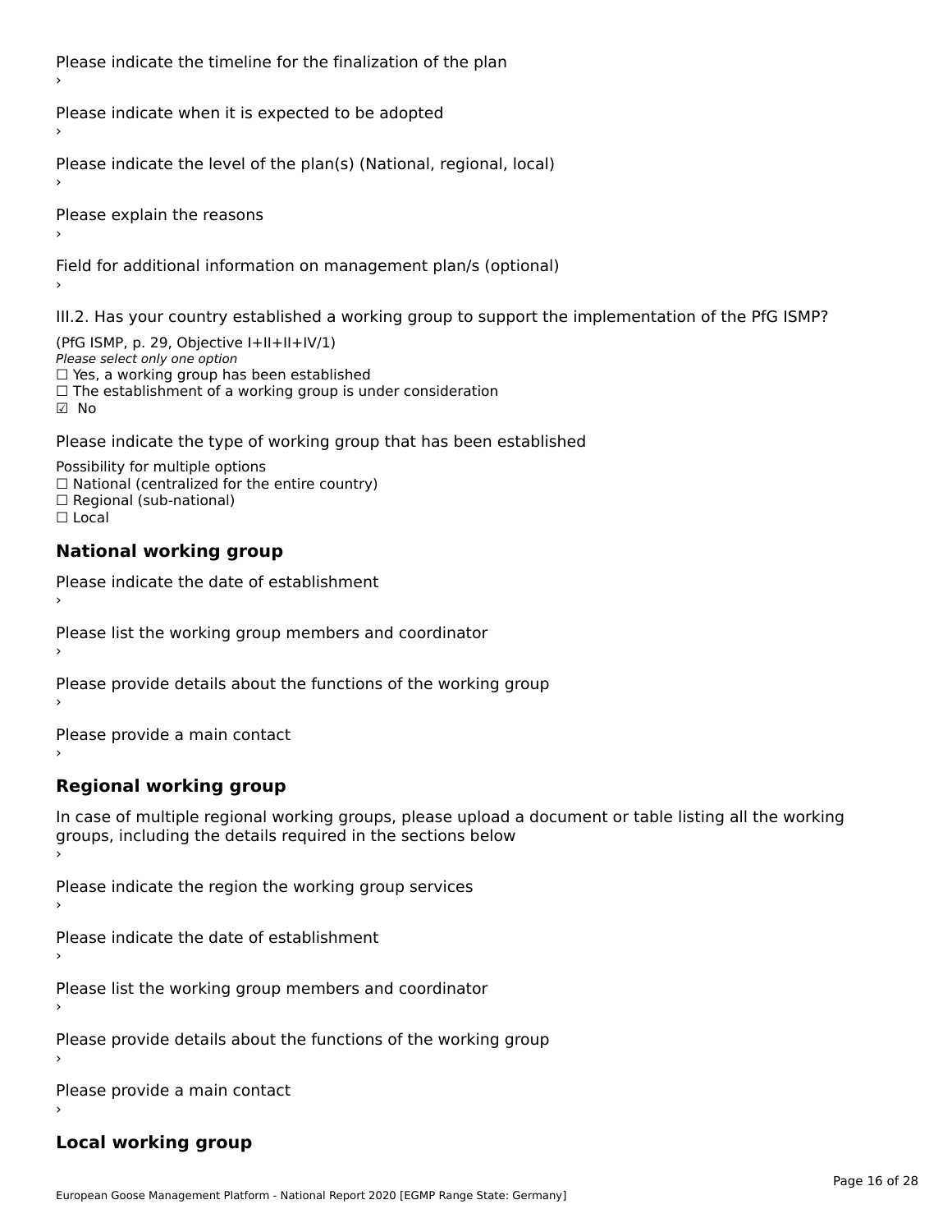Please indicate the timeline for the finalization of the plan

›

Please indicate when it is expected to be adopted

›

Please indicate the level of the plan(s) (National, regional, local)

›

Please explain the reasons

›

Field for additional information on management plan/s (optional)

›

III.2. Has your country established a working group to support the implementation of the PfG ISMP?

(PfG ISMP, p. 29, Objective I+II+II+IV/1)

*Please select only one option*

☐ Yes, a working group has been established

☐ The establishment of a working group is under consideration

☑ No

Please indicate the type of working group that has been established

Possibility for multiple options

☐ National (centralized for the entire country)

☐ Regional (sub-national)

☐ Local

## National working group

Please indicate the date of establishment

›

Please list the working group members and coordinator

›

Please provide details about the functions of the working group

›

Please provide a main contact

›

## Regional working group

In case of multiple regional working groups, please upload a document or table listing all the working groups, including the details required in the sections below

›

Please indicate the region the working group services

›

Please indicate the date of establishment

›

Please list the working group members and coordinator

›

Please provide details about the functions of the working group

›

Please provide a main contact

›

## Local working group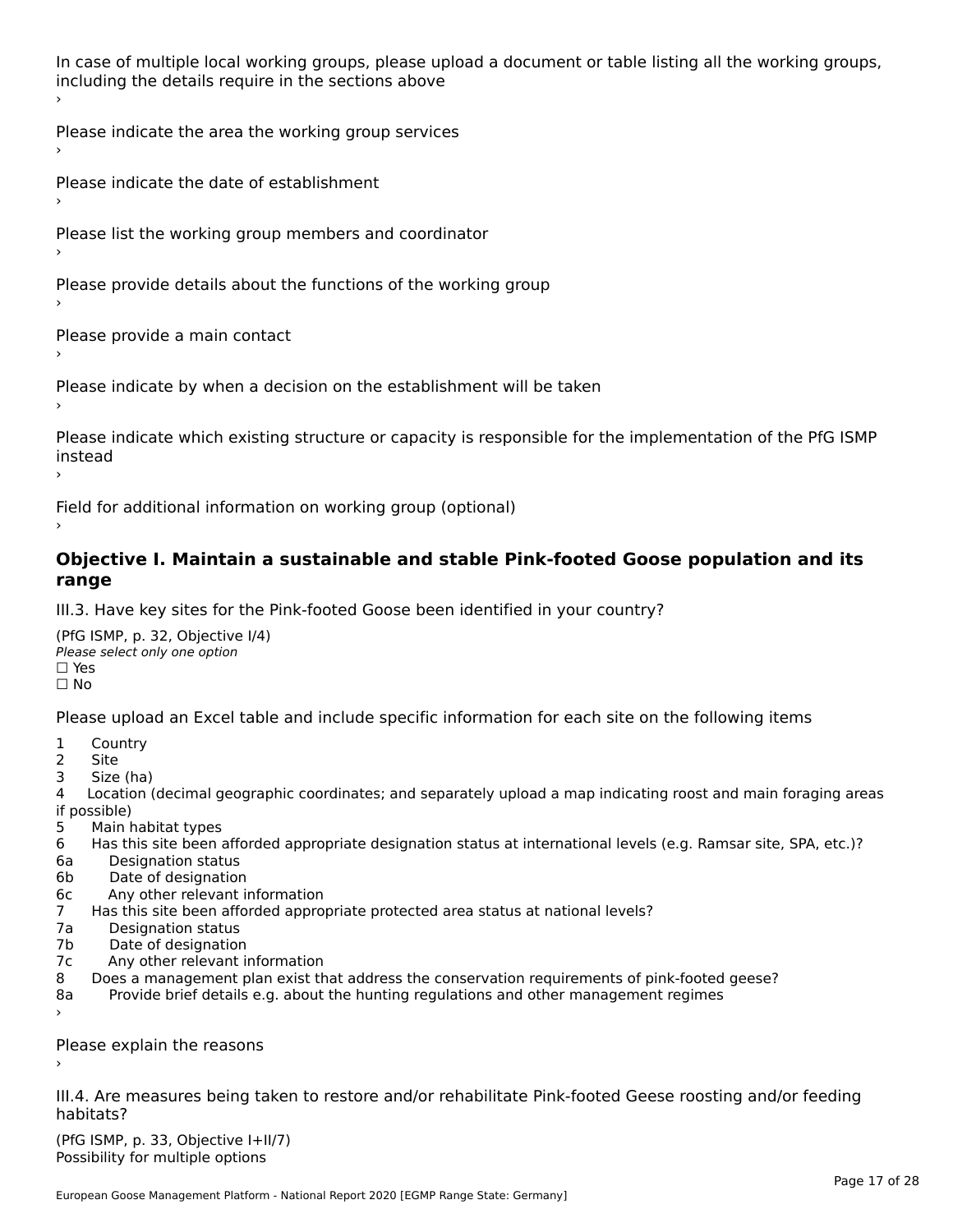In case of multiple local working groups, please upload a document or table listing all the working groups, including the details require in the sections above
›

Please indicate the area the working group services
›

Please indicate the date of establishment
›

Please list the working group members and coordinator
›

Please provide details about the functions of the working group
›

Please provide a main contact
›

Please indicate by when a decision on the establishment will be taken
›

Please indicate which existing structure or capacity is responsible for the implementation of the PfG ISMP instead
›

Field for additional information on working group (optional)
›

### Objective I. Maintain a sustainable and stable Pink-footed Goose population and its range

III.3. Have key sites for the Pink-footed Goose been identified in your country?

(PfG ISMP, p. 32, Objective I/4)
*Please select only one option*
☐ Yes
☐ No

Please upload an Excel table and include specific information for each site on the following items

1 Country
2 Site
3 Size (ha)
4 Location (decimal geographic coordinates; and separately upload a map indicating roost and main foraging areas if possible)
5 Main habitat types
6 Has this site been afforded appropriate designation status at international levels (e.g. Ramsar site, SPA, etc.)?
6a Designation status
6b Date of designation
6c Any other relevant information
7 Has this site been afforded appropriate protected area status at national levels?
7a Designation status
7b Date of designation
7c Any other relevant information
8 Does a management plan exist that address the conservation requirements of pink-footed geese?
8a Provide brief details e.g. about the hunting regulations and other management regimes
›

Please explain the reasons
›

III.4. Are measures being taken to restore and/or rehabilitate Pink-footed Geese roosting and/or feeding habitats?

(PfG ISMP, p. 33, Objective I+II/7)
Possibility for multiple options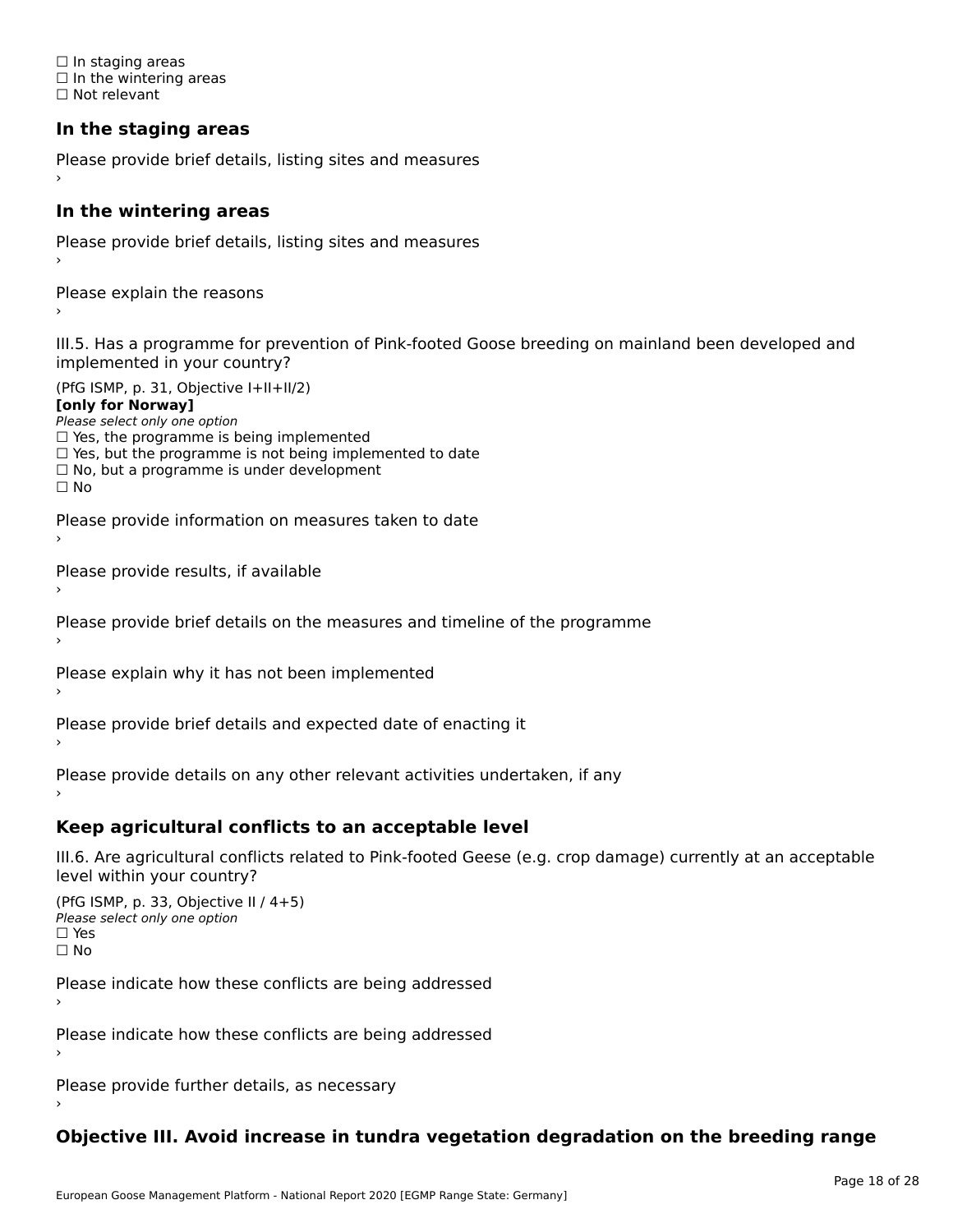☐ In staging areas
☐ In the wintering areas
☐ Not relevant

### In the staging areas

Please provide brief details, listing sites and measures
›

### In the wintering areas

Please provide brief details, listing sites and measures
›

Please explain the reasons
›

III.5. Has a programme for prevention of Pink-footed Goose breeding on mainland been developed and implemented in your country?

(PfG ISMP, p. 31, Objective I+II+II/2)
**[only for Norway]**
*Please select only one option*
☐ Yes, the programme is being implemented
☐ Yes, but the programme is not being implemented to date
☐ No, but a programme is under development
☐ No

Please provide information on measures taken to date
›

Please provide results, if available
›

Please provide brief details on the measures and timeline of the programme
›

Please explain why it has not been implemented
›

Please provide brief details and expected date of enacting it
›

Please provide details on any other relevant activities undertaken, if any
›

### Keep agricultural conflicts to an acceptable level

III.6. Are agricultural conflicts related to Pink-footed Geese (e.g. crop damage) currently at an acceptable level within your country?

(PfG ISMP, p. 33, Objective II / 4+5)
*Please select only one option*
☐ Yes
☐ No

Please indicate how these conflicts are being addressed
›

Please indicate how these conflicts are being addressed
›

Please provide further details, as necessary
›

### Objective III. Avoid increase in tundra vegetation degradation on the breeding range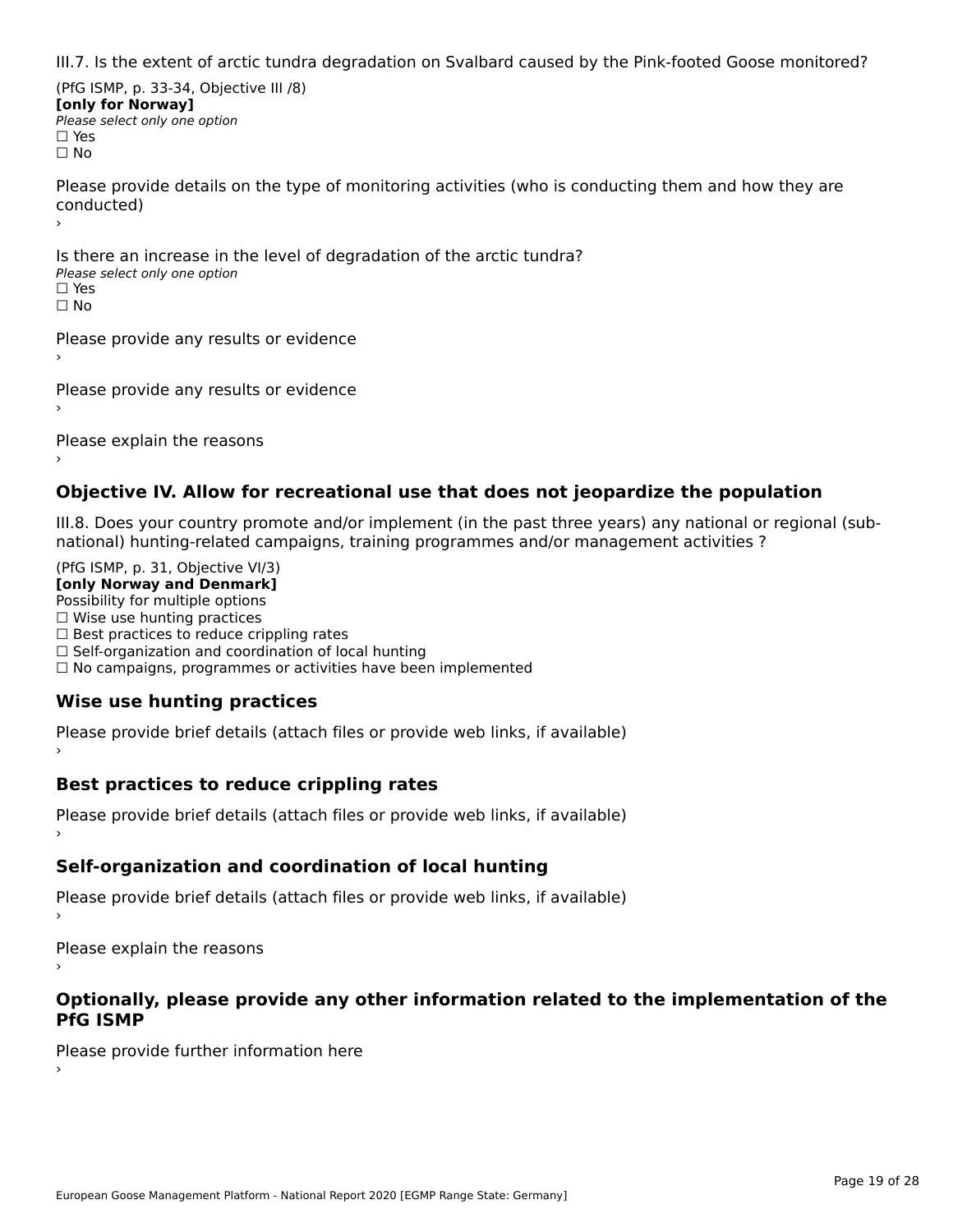III.7. Is the extent of arctic tundra degradation on Svalbard caused by the Pink-footed Goose monitored?

(PfG ISMP, p. 33-34, Objective III /8)
**[only for Norway]**
*Please select only one option*
☐ Yes
☐ No

Please provide details on the type of monitoring activities (who is conducting them and how they are conducted)
›

Is there an increase in the level of degradation of the arctic tundra?
*Please select only one option*
☐ Yes
☐ No

Please provide any results or evidence
›

Please provide any results or evidence
›

Please explain the reasons
›

## Objective IV. Allow for recreational use that does not jeopardize the population

III.8. Does your country promote and/or implement (in the past three years) any national or regional (sub-national) hunting-related campaigns, training programmes and/or management activities ?

(PfG ISMP, p. 31, Objective VI/3)
**[only Norway and Denmark]**
Possibility for multiple options
☐ Wise use hunting practices
☐ Best practices to reduce crippling rates
☐ Self-organization and coordination of local hunting
☐ No campaigns, programmes or activities have been implemented

### Wise use hunting practices

Please provide brief details (attach files or provide web links, if available)
›

### Best practices to reduce crippling rates

Please provide brief details (attach files or provide web links, if available)
›

### Self-organization and coordination of local hunting

Please provide brief details (attach files or provide web links, if available)
›

Please explain the reasons
›

### Optionally, please provide any other information related to the implementation of the PfG ISMP

Please provide further information here
›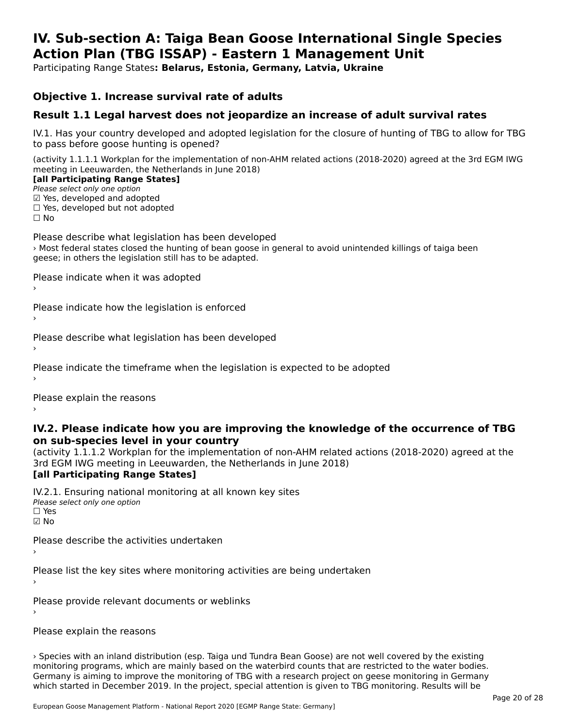# IV. Sub-section A: Taiga Bean Goose International Single Species Action Plan (TBG ISSAP) - Eastern 1 Management Unit

Participating Range States**: Belarus, Estonia, Germany, Latvia, Ukraine**

## Objective 1. Increase survival rate of adults

## Result 1.1 Legal harvest does not jeopardize an increase of adult survival rates

IV.1. Has your country developed and adopted legislation for the closure of hunting of TBG to allow for TBG to pass before goose hunting is opened?

(activity 1.1.1.1 Workplan for the implementation of non-AHM related actions (2018-2020) agreed at the 3rd EGM IWG meeting in Leeuwarden, the Netherlands in June 2018)

**[all Participating Range States]**

*Please select only one option*

☑ Yes, developed and adopted
☐ Yes, developed but not adopted
☐ No

Please describe what legislation has been developed

› Most federal states closed the hunting of bean goose in general to avoid unintended killings of taiga been geese; in others the legislation still has to be adapted.

Please indicate when it was adopted

›

Please indicate how the legislation is enforced

›

Please describe what legislation has been developed

›

Please indicate the timeframe when the legislation is expected to be adopted

›

Please explain the reasons

›

## IV.2. Please indicate how you are improving the knowledge of the occurrence of TBG on sub-species level in your country

(activity 1.1.1.2 Workplan for the implementation of non-AHM related actions (2018-2020) agreed at the 3rd EGM IWG meeting in Leeuwarden, the Netherlands in June 2018)

**[all Participating Range States]**

IV.2.1. Ensuring national monitoring at all known key sites

*Please select only one option*

☐ Yes
☑ No

Please describe the activities undertaken

›

Please list the key sites where monitoring activities are being undertaken

›

Please provide relevant documents or weblinks

›

Please explain the reasons

› Species with an inland distribution (esp. Taiga und Tundra Bean Goose) are not well covered by the existing monitoring programs, which are mainly based on the waterbird counts that are restricted to the water bodies. Germany is aiming to improve the monitoring of TBG with a research project on geese monitoring in Germany which started in December 2019. In the project, special attention is given to TBG monitoring. Results will be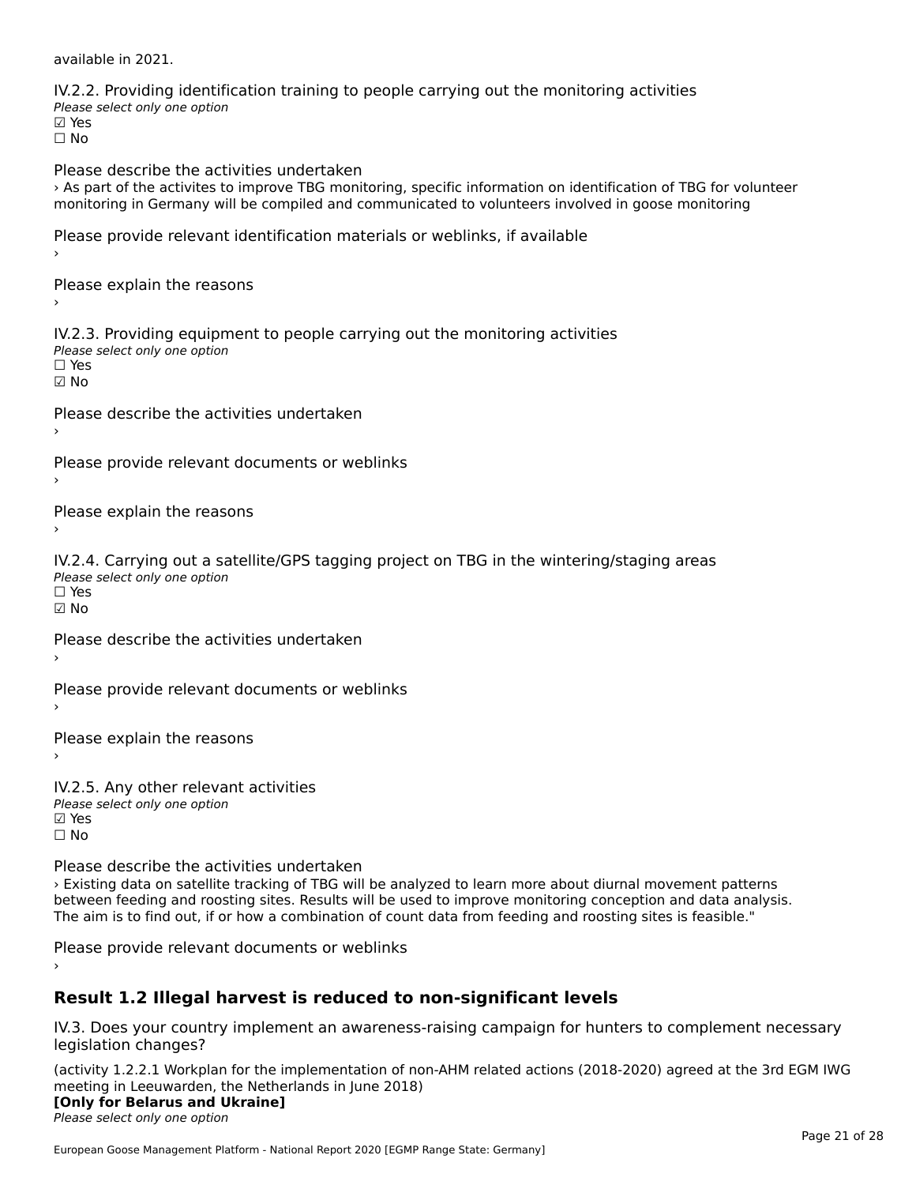available in 2021.

IV.2.2. Providing identification training to people carrying out the monitoring activities
*Please select only one option*
☑ Yes
☐ No

Please describe the activities undertaken
› As part of the activites to improve TBG monitoring, specific information on identification of TBG for volunteer monitoring in Germany will be compiled and communicated to volunteers involved in goose monitoring

Please provide relevant identification materials or weblinks, if available
›

Please explain the reasons
›

IV.2.3. Providing equipment to people carrying out the monitoring activities
*Please select only one option*
☐ Yes
☑ No

Please describe the activities undertaken
›

Please provide relevant documents or weblinks
›

Please explain the reasons
›

IV.2.4. Carrying out a satellite/GPS tagging project on TBG in the wintering/staging areas
*Please select only one option*
☐ Yes
☑ No

Please describe the activities undertaken
›

Please provide relevant documents or weblinks
›

Please explain the reasons
›

IV.2.5. Any other relevant activities
*Please select only one option*
☑ Yes
☐ No

Please describe the activities undertaken
› Existing data on satellite tracking of TBG will be analyzed to learn more about diurnal movement patterns between feeding and roosting sites. Results will be used to improve monitoring conception and data analysis. The aim is to find out, if or how a combination of count data from feeding and roosting sites is feasible."

Please provide relevant documents or weblinks
›

## Result 1.2 Illegal harvest is reduced to non-significant levels

IV.3. Does your country implement an awareness-raising campaign for hunters to complement necessary legislation changes?

(activity 1.2.2.1 Workplan for the implementation of non-AHM related actions (2018-2020) agreed at the 3rd EGM IWG meeting in Leeuwarden, the Netherlands in June 2018)
**[Only for Belarus and Ukraine]**
*Please select only one option*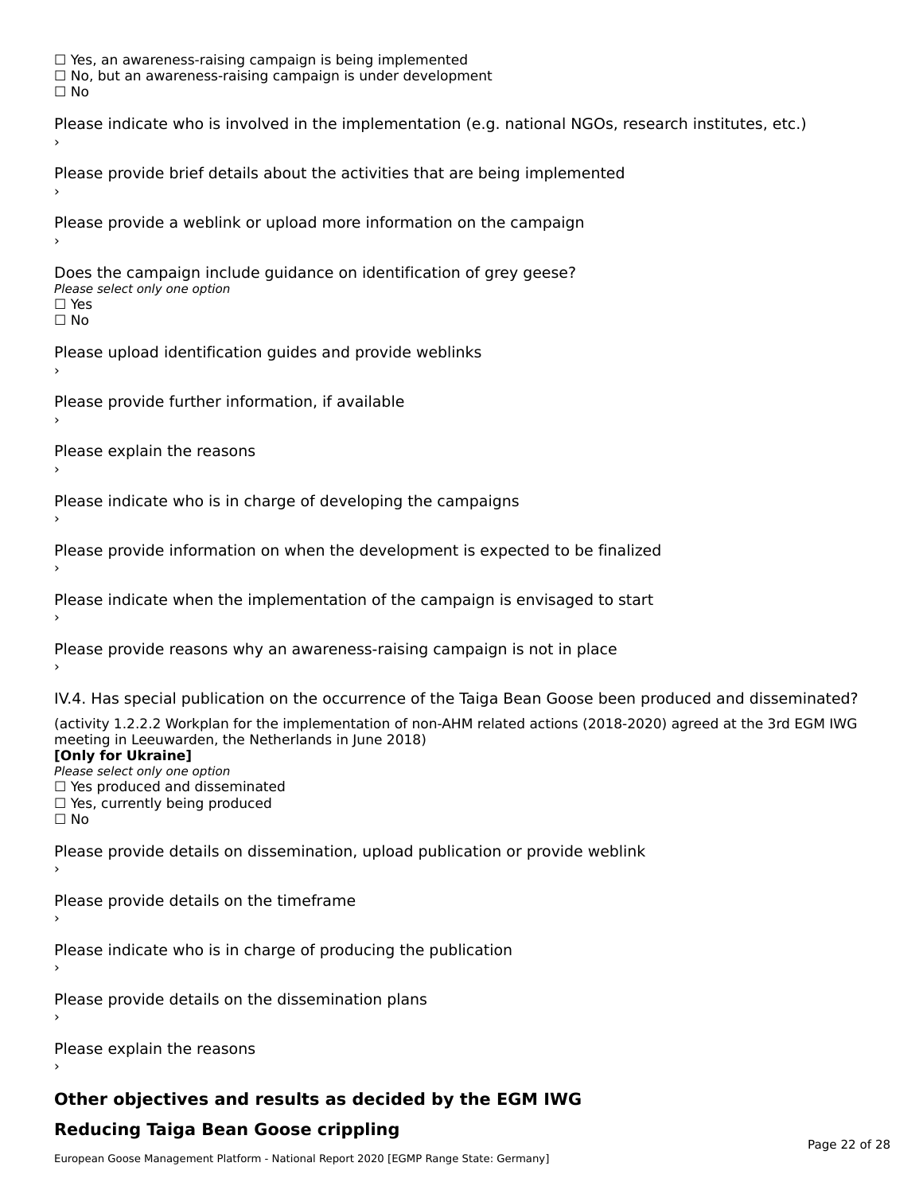☐ Yes, an awareness-raising campaign is being implemented
☐ No, but an awareness-raising campaign is under development
☐ No

Please indicate who is involved in the implementation (e.g. national NGOs, research institutes, etc.)
›

Please provide brief details about the activities that are being implemented
›

Please provide a weblink or upload more information on the campaign
›

Does the campaign include guidance on identification of grey geese?
*Please select only one option*
☐ Yes
☐ No

Please upload identification guides and provide weblinks
›

Please provide further information, if available
›

Please explain the reasons
›

Please indicate who is in charge of developing the campaigns
›

Please provide information on when the development is expected to be finalized
›

Please indicate when the implementation of the campaign is envisaged to start
›

Please provide reasons why an awareness-raising campaign is not in place
›

IV.4. Has special publication on the occurrence of the Taiga Bean Goose been produced and disseminated?

(activity 1.2.2.2 Workplan for the implementation of non-AHM related actions (2018-2020) agreed at the 3rd EGM IWG meeting in Leeuwarden, the Netherlands in June 2018)
**[Only for Ukraine]**
*Please select only one option*
☐ Yes produced and disseminated
☐ Yes, currently being produced
☐ No

Please provide details on dissemination, upload publication or provide weblink
›

Please provide details on the timeframe
›

Please indicate who is in charge of producing the publication
›

Please provide details on the dissemination plans
›

Please explain the reasons
›

## Other objectives and results as decided by the EGM IWG

## Reducing Taiga Bean Goose crippling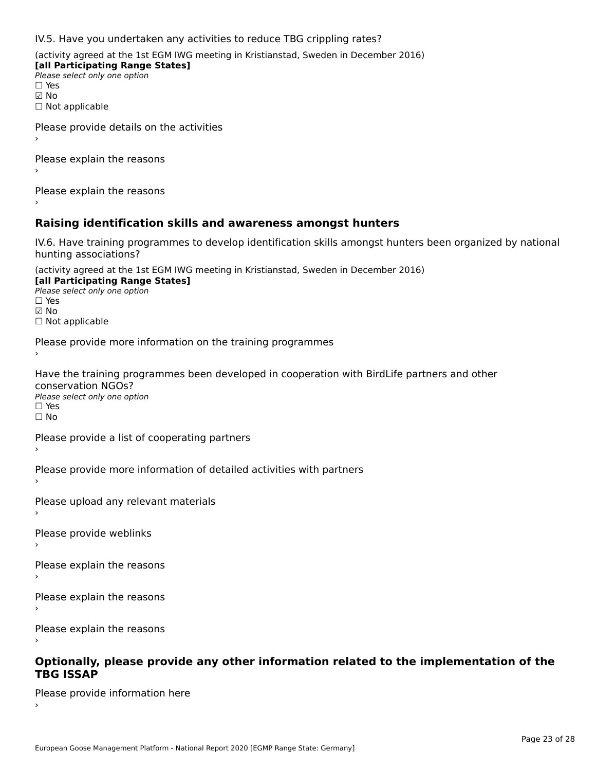IV.5. Have you undertaken any activities to reduce TBG crippling rates?

(activity agreed at the 1st EGM IWG meeting in Kristianstad, Sweden in December 2016)
**[all Participating Range States]**
*Please select only one option*
☐ Yes
☑ No
☐ Not applicable

Please provide details on the activities
›

Please explain the reasons
›

Please explain the reasons
›

## Raising identification skills and awareness amongst hunters

IV.6. Have training programmes to develop identification skills amongst hunters been organized by national hunting associations?

(activity agreed at the 1st EGM IWG meeting in Kristianstad, Sweden in December 2016)
**[all Participating Range States]**
*Please select only one option*
☐ Yes
☑ No
☐ Not applicable

Please provide more information on the training programmes
›

Have the training programmes been developed in cooperation with BirdLife partners and other conservation NGOs?
*Please select only one option*
☐ Yes
☐ No

Please provide a list of cooperating partners
›

Please provide more information of detailed activities with partners
›

Please upload any relevant materials
›

Please provide weblinks
›

Please explain the reasons
›

Please explain the reasons
›

Please explain the reasons
›

## Optionally, please provide any other information related to the implementation of the TBG ISSAP

Please provide information here
›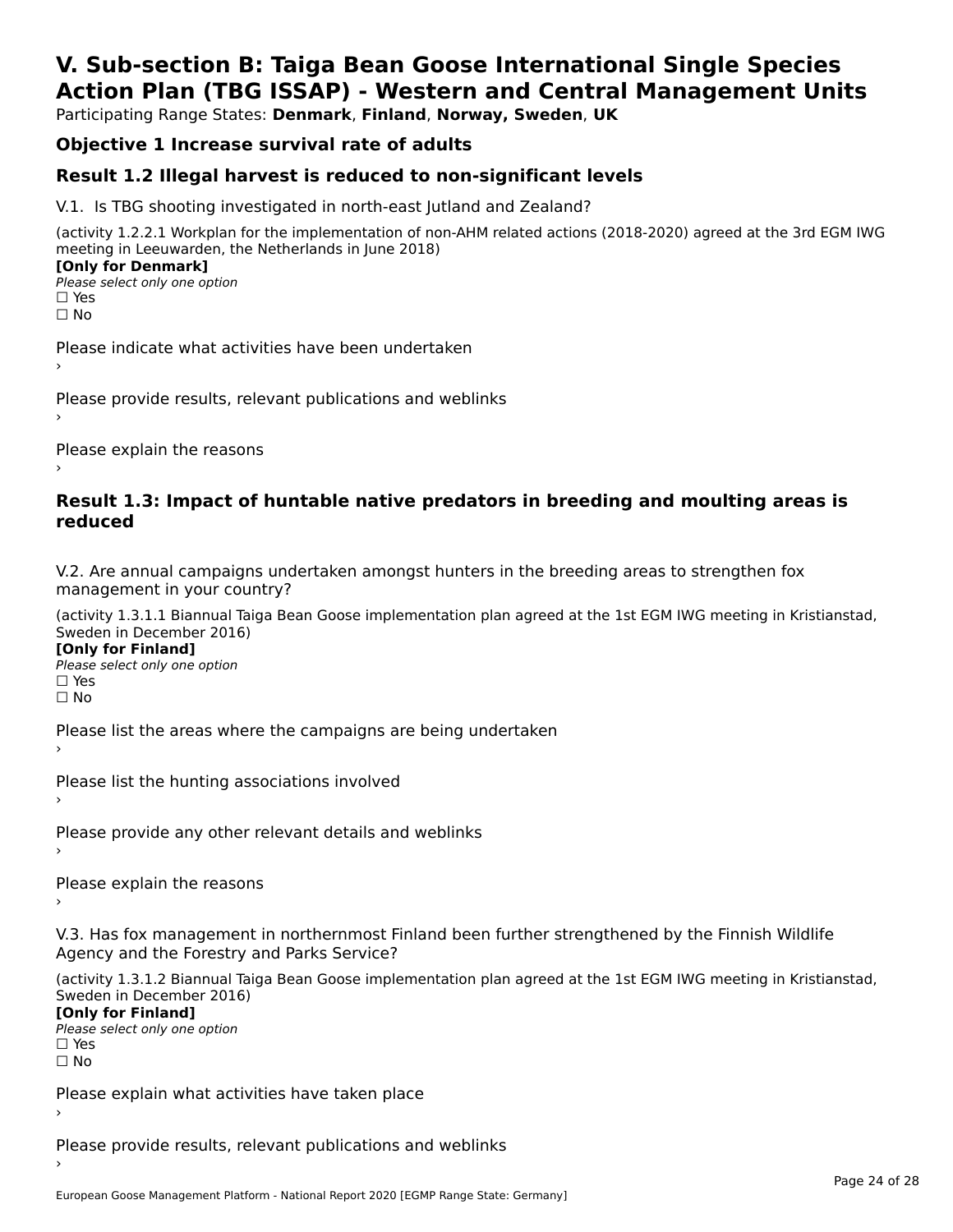# V. Sub-section B: Taiga Bean Goose International Single Species Action Plan (TBG ISSAP) - Western and Central Management Units

Participating Range States: **Denmark**, **Finland**, **Norway, Sweden**, **UK**

## Objective 1 Increase survival rate of adults

## Result 1.2 Illegal harvest is reduced to non-significant levels

V.1. Is TBG shooting investigated in north-east Jutland and Zealand?

(activity 1.2.2.1 Workplan for the implementation of non-AHM related actions (2018-2020) agreed at the 3rd EGM IWG meeting in Leeuwarden, the Netherlands in June 2018)

**[Only for Denmark]**

*Please select only one option*

☐ Yes

☐ No

Please indicate what activities have been undertaken

›

Please provide results, relevant publications and weblinks

›

Please explain the reasons

›

## Result 1.3: Impact of huntable native predators in breeding and moulting areas is reduced

V.2. Are annual campaigns undertaken amongst hunters in the breeding areas to strengthen fox management in your country?

(activity 1.3.1.1 Biannual Taiga Bean Goose implementation plan agreed at the 1st EGM IWG meeting in Kristianstad, Sweden in December 2016)

**[Only for Finland]**

*Please select only one option*

☐ Yes

☐ No

Please list the areas where the campaigns are being undertaken

›

Please list the hunting associations involved

›

Please provide any other relevant details and weblinks

›

Please explain the reasons

›

V.3. Has fox management in northernmost Finland been further strengthened by the Finnish Wildlife Agency and the Forestry and Parks Service?

(activity 1.3.1.2 Biannual Taiga Bean Goose implementation plan agreed at the 1st EGM IWG meeting in Kristianstad, Sweden in December 2016)

**[Only for Finland]**

*Please select only one option*

☐ Yes

☐ No

Please explain what activities have taken place

›

Please provide results, relevant publications and weblinks

›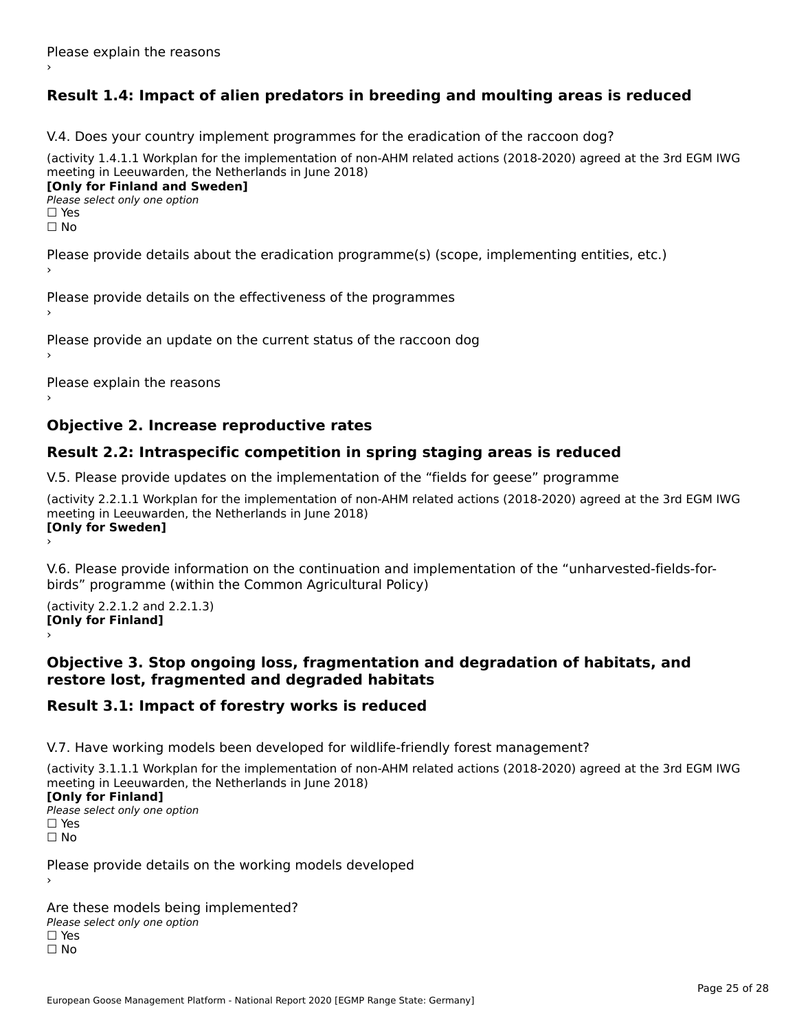Please explain the reasons
›

## Result 1.4: Impact of alien predators in breeding and moulting areas is reduced

V.4. Does your country implement programmes for the eradication of the raccoon dog?

(activity 1.4.1.1 Workplan for the implementation of non-AHM related actions (2018-2020) agreed at the 3rd EGM IWG meeting in Leeuwarden, the Netherlands in June 2018)
**[Only for Finland and Sweden]**
*Please select only one option*
☐ Yes
☐ No

Please provide details about the eradication programme(s) (scope, implementing entities, etc.)
›

Please provide details on the effectiveness of the programmes
›

Please provide an update on the current status of the raccoon dog
›

Please explain the reasons
›

## Objective 2. Increase reproductive rates

## Result 2.2: Intraspecific competition in spring staging areas is reduced

V.5. Please provide updates on the implementation of the “fields for geese” programme

(activity 2.2.1.1 Workplan for the implementation of non-AHM related actions (2018-2020) agreed at the 3rd EGM IWG meeting in Leeuwarden, the Netherlands in June 2018)
**[Only for Sweden]**
›

V.6. Please provide information on the continuation and implementation of the “unharvested-fields-for-birds” programme (within the Common Agricultural Policy)

(activity 2.2.1.2 and 2.2.1.3)
**[Only for Finland]**
›

## Objective 3. Stop ongoing loss, fragmentation and degradation of habitats, and restore lost, fragmented and degraded habitats

## Result 3.1: Impact of forestry works is reduced

V.7. Have working models been developed for wildlife-friendly forest management?

(activity 3.1.1.1 Workplan for the implementation of non-AHM related actions (2018-2020) agreed at the 3rd EGM IWG meeting in Leeuwarden, the Netherlands in June 2018)
**[Only for Finland]**
*Please select only one option*
☐ Yes
☐ No

Please provide details on the working models developed
›

Are these models being implemented?
*Please select only one option*
☐ Yes
☐ No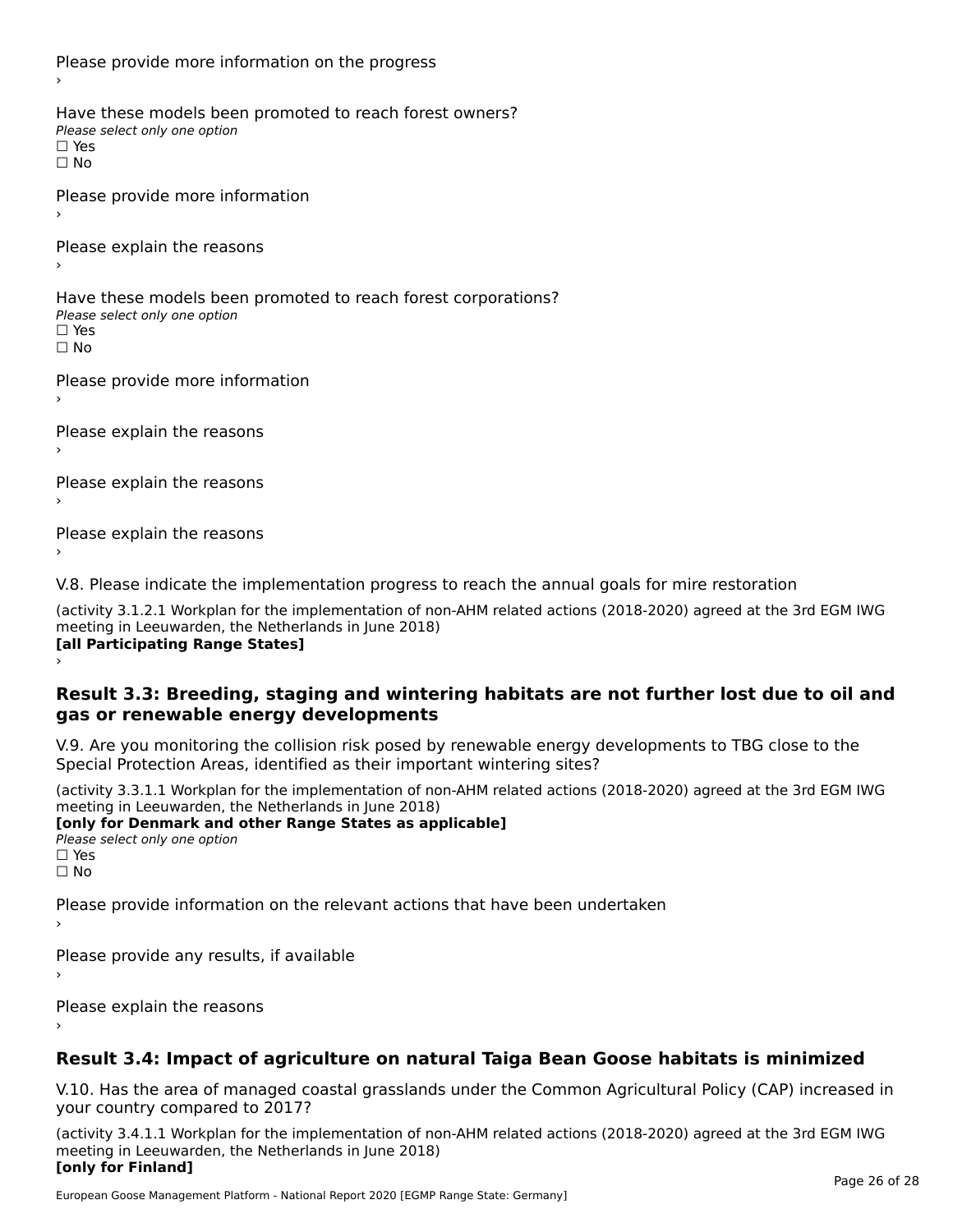Please provide more information on the progress

›

Have these models been promoted to reach forest owners?

*Please select only one option*

☐ Yes

☐ No

Please provide more information

›

Please explain the reasons

›

Have these models been promoted to reach forest corporations?

*Please select only one option*

☐ Yes

☐ No

Please provide more information

›

Please explain the reasons

›

Please explain the reasons

›

Please explain the reasons

›

V.8. Please indicate the implementation progress to reach the annual goals for mire restoration

(activity 3.1.2.1 Workplan for the implementation of non-AHM related actions (2018-2020) agreed at the 3rd EGM IWG meeting in Leeuwarden, the Netherlands in June 2018)

**[all Participating Range States]**

›

## Result 3.3: Breeding, staging and wintering habitats are not further lost due to oil and gas or renewable energy developments

V.9. Are you monitoring the collision risk posed by renewable energy developments to TBG close to the Special Protection Areas, identified as their important wintering sites?

(activity 3.3.1.1 Workplan for the implementation of non-AHM related actions (2018-2020) agreed at the 3rd EGM IWG meeting in Leeuwarden, the Netherlands in June 2018)

**[only for Denmark and other Range States as applicable]**

*Please select only one option*

☐ Yes

☐ No

Please provide information on the relevant actions that have been undertaken

›

Please provide any results, if available

›

Please explain the reasons

›

## Result 3.4: Impact of agriculture on natural Taiga Bean Goose habitats is minimized

V.10. Has the area of managed coastal grasslands under the Common Agricultural Policy (CAP) increased in your country compared to 2017?

(activity 3.4.1.1 Workplan for the implementation of non-AHM related actions (2018-2020) agreed at the 3rd EGM IWG meeting in Leeuwarden, the Netherlands in June 2018)

**[only for Finland]**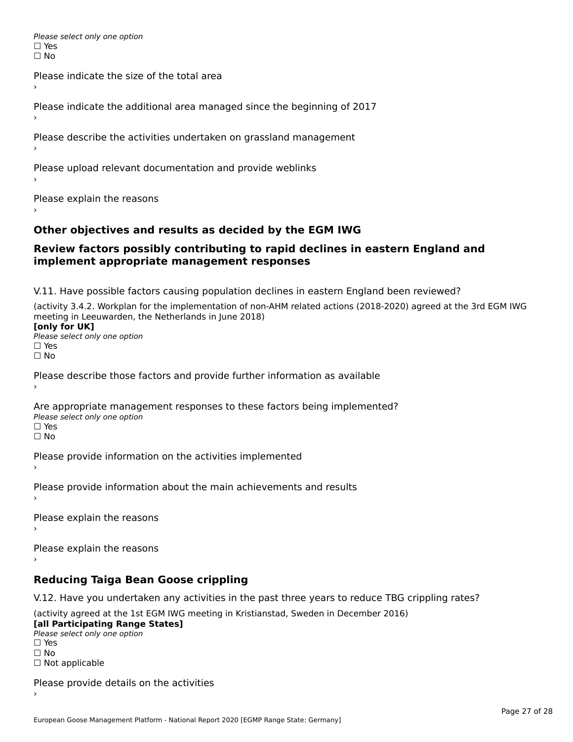*Please select only one option*
☐ Yes
☐ No

Please indicate the size of the total area
›

Please indicate the additional area managed since the beginning of 2017
›

Please describe the activities undertaken on grassland management
›

Please upload relevant documentation and provide weblinks
›

Please explain the reasons
›

## Other objectives and results as decided by the EGM IWG

## Review factors possibly contributing to rapid declines in eastern England and implement appropriate management responses

V.11. Have possible factors causing population declines in eastern England been reviewed?

(activity 3.4.2. Workplan for the implementation of non-AHM related actions (2018-2020) agreed at the 3rd EGM IWG meeting in Leeuwarden, the Netherlands in June 2018)
**[only for UK]**
*Please select only one option*
☐ Yes
☐ No

Please describe those factors and provide further information as available
›

Are appropriate management responses to these factors being implemented?
*Please select only one option*
☐ Yes
☐ No

Please provide information on the activities implemented
›

Please provide information about the main achievements and results
›

Please explain the reasons
›

Please explain the reasons
›

## Reducing Taiga Bean Goose crippling

V.12. Have you undertaken any activities in the past three years to reduce TBG crippling rates?

(activity agreed at the 1st EGM IWG meeting in Kristianstad, Sweden in December 2016)
**[all Participating Range States]**
*Please select only one option*
☐ Yes
☐ No
☐ Not applicable

Please provide details on the activities
›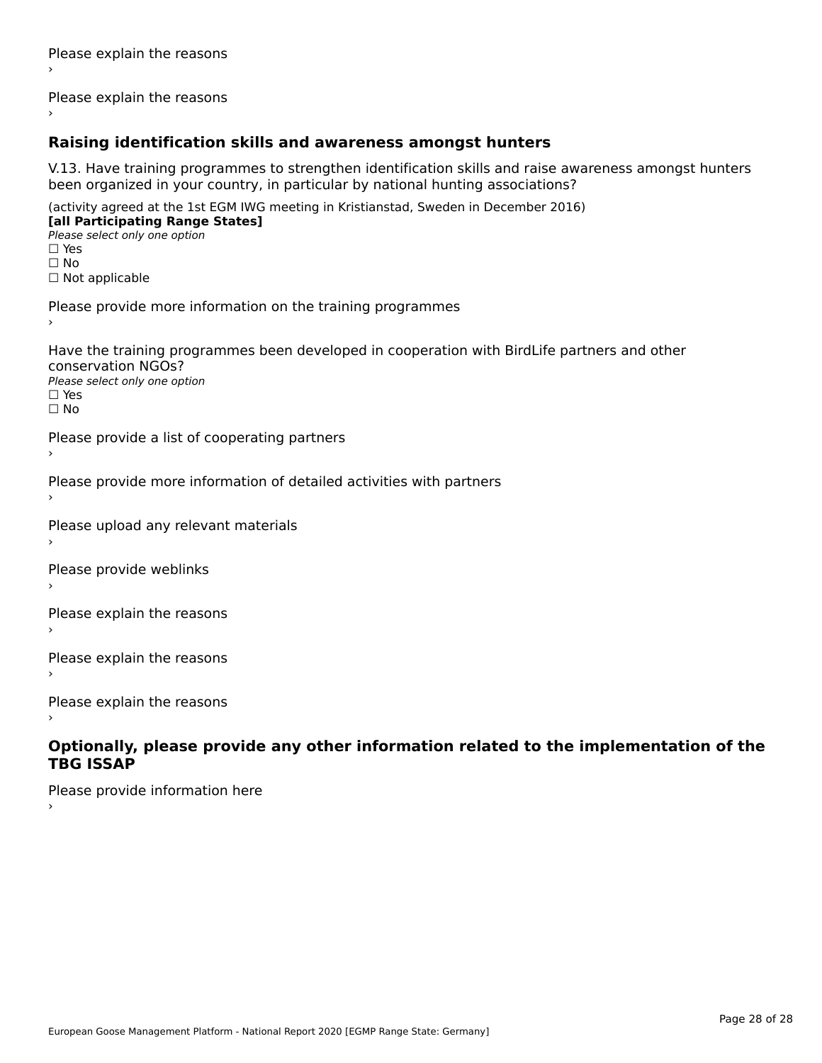Please explain the reasons
›

Please explain the reasons
›

## Raising identification skills and awareness amongst hunters

V.13. Have training programmes to strengthen identification skills and raise awareness amongst hunters been organized in your country, in particular by national hunting associations?

(activity agreed at the 1st EGM IWG meeting in Kristianstad, Sweden in December 2016)
**[all Participating Range States]**
*Please select only one option*
☐ Yes
☐ No
☐ Not applicable

Please provide more information on the training programmes
›

Have the training programmes been developed in cooperation with BirdLife partners and other conservation NGOs?
*Please select only one option*
☐ Yes
☐ No

Please provide a list of cooperating partners
›

Please provide more information of detailed activities with partners
›

Please upload any relevant materials
›

Please provide weblinks
›

Please explain the reasons
›

Please explain the reasons
›

Please explain the reasons
›

## Optionally, please provide any other information related to the implementation of the TBG ISSAP

Please provide information here
›